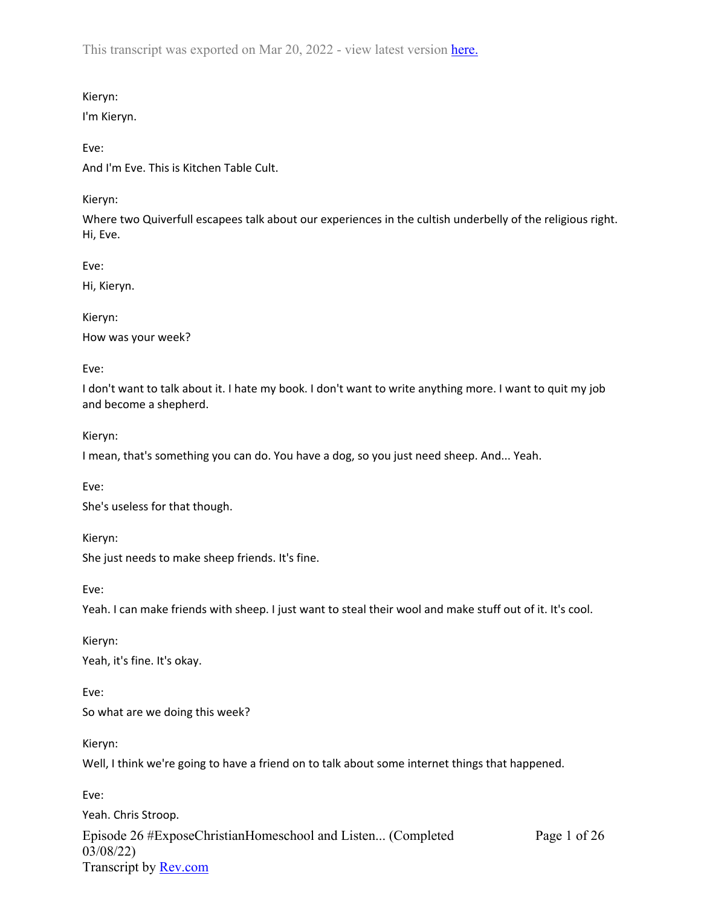Kieryn:

I'm Kieryn.

Eve:

And I'm Eve. This is Kitchen Table Cult.

Kieryn:

Where two Quiverfull escapees talk about our experiences in the cultish underbelly of the religious right. Hi, Eve.

Eve:

Hi, Kieryn.

Kieryn:

How was your week?

Eve:

I don't want to talk about it. I hate my book. I don't want to write anything more. I want to quit my job and become a shepherd.

Kieryn:

I mean, that's something you can do. You have a dog, so you just need sheep. And... Yeah.

Eve:

She's useless for that though.

Kieryn:

She just needs to make sheep friends. It's fine.

Eve:

Yeah. I can make friends with sheep. I just want to steal their wool and make stuff out of it. It's cool.

Kieryn:

Yeah, it's fine. It's okay.

Eve:

So what are we doing this week?

Kieryn:

Well, I think we're going to have a friend on to talk about some internet things that happened.

Eve:

Yeah. Chris Stroop.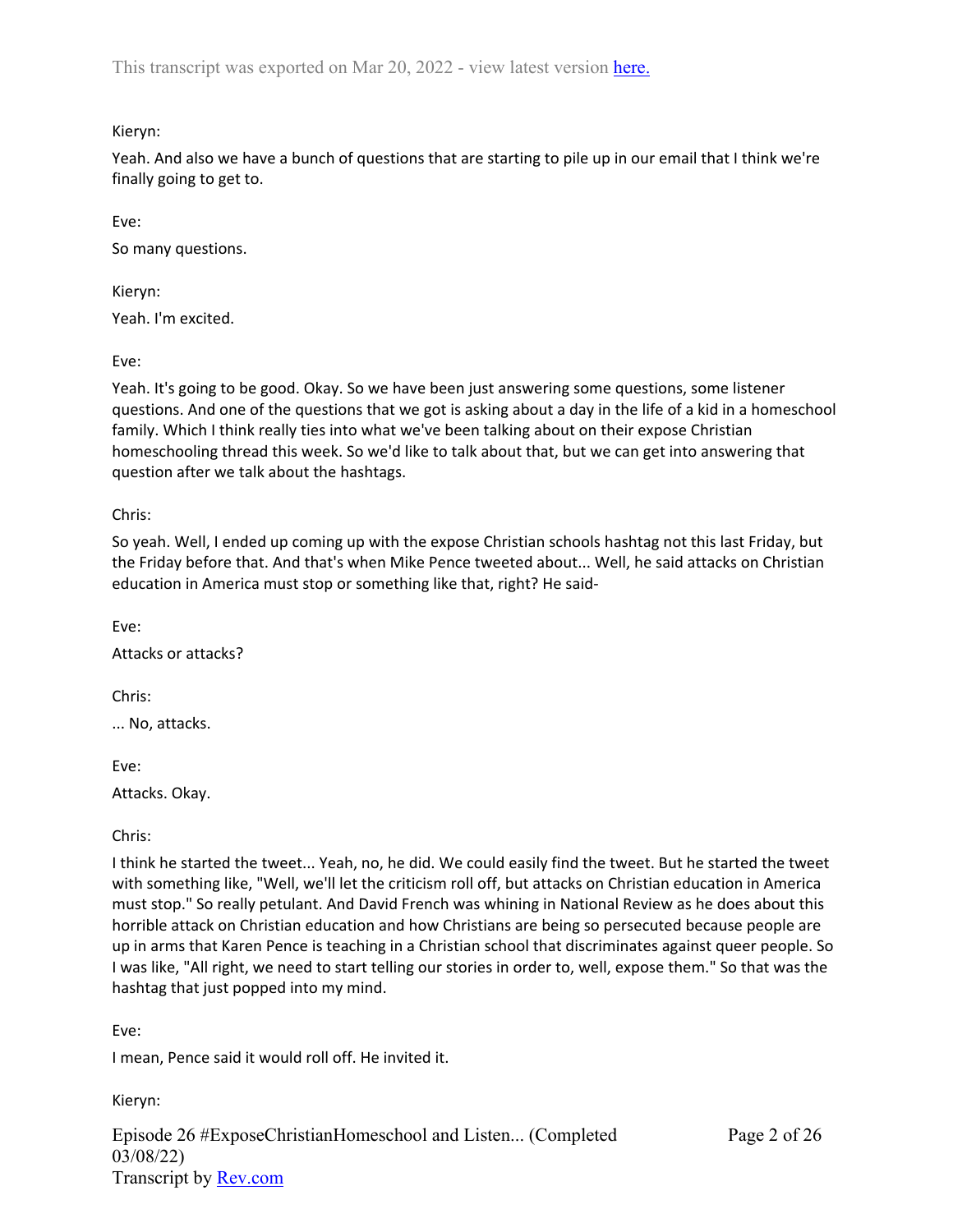Kieryn:

Yeah. And also we have a bunch of questions that are starting to pile up in our email that I think we're finally going to get to.

Eve:

So many questions.

Kieryn:

Yeah. I'm excited.

Eve:

Yeah. It's going to be good. Okay. So we have been just answering some questions, some listener questions. And one of the questions that we got is asking about a day in the life of a kid in a homeschool family. Which I think really ties into what we've been talking about on their expose Christian homeschooling thread this week. So we'd like to talk about that, but we can get into answering that question after we talk about the hashtags.

Chris:

So yeah. Well, I ended up coming up with the expose Christian schools hashtag not this last Friday, but the Friday before that. And that's when Mike Pence tweeted about... Well, he said attacks on Christian education in America must stop or something like that, right? He said-

Eve:

Attacks or attacks?

Chris:

... No, attacks.

Eve:

Attacks. Okay.

Chris:

I think he started the tweet... Yeah, no, he did. We could easily find the tweet. But he started the tweet with something like, "Well, we'll let the criticism roll off, but attacks on Christian education in America must stop." So really petulant. And David French was whining in National Review as he does about this horrible attack on Christian education and how Christians are being so persecuted because people are up in arms that Karen Pence is teaching in a Christian school that discriminates against queer people. So I was like, "All right, we need to start telling our stories in order to, well, expose them." So that was the hashtag that just popped into my mind.

Eve:

I mean, Pence said it would roll off. He invited it.

Kieryn: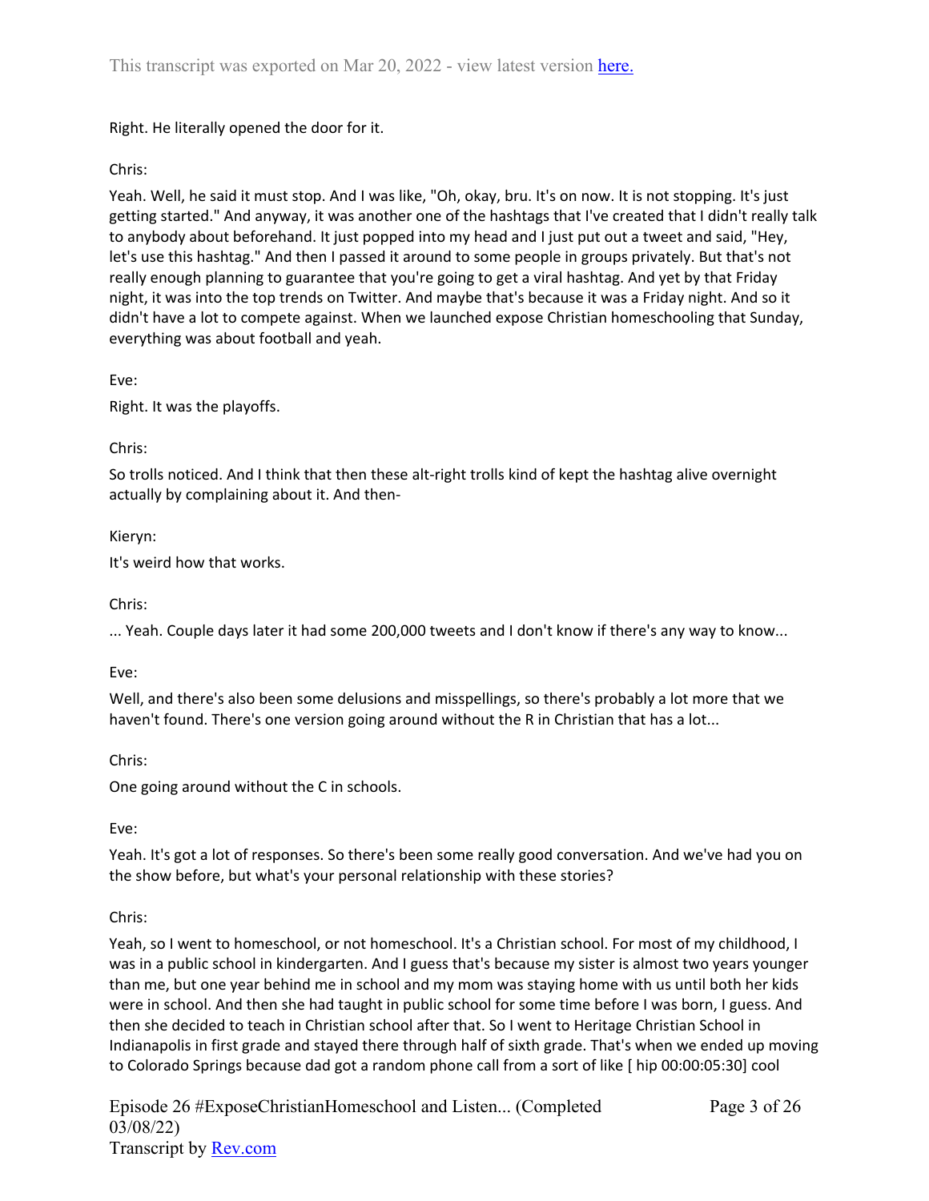Right. He literally opened the door for it.

Chris:

Yeah. Well, he said it must stop. And I was like, "Oh, okay, bru. It's on now. It is not stopping. It's just getting started." And anyway, it was another one of the hashtags that I've created that I didn't really talk to anybody about beforehand. It just popped into my head and I just put out a tweet and said, "Hey, let's use this hashtag." And then I passed it around to some people in groups privately. But that's not really enough planning to guarantee that you're going to get a viral hashtag. And yet by that Friday night, it was into the top trends on Twitter. And maybe that's because it was a Friday night. And so it didn't have a lot to compete against. When we launched expose Christian homeschooling that Sunday, everything was about football and yeah.

Eve:

Right. It was the playoffs.

Chris:

So trolls noticed. And I think that then these alt-right trolls kind of kept the hashtag alive overnight actually by complaining about it. And then-

Kieryn:

It's weird how that works.

Chris:

... Yeah. Couple days later it had some 200,000 tweets and I don't know if there's any way to know...

Eve:

Well, and there's also been some delusions and misspellings, so there's probably a lot more that we haven't found. There's one version going around without the R in Christian that has a lot...

Chris:

One going around without the C in schools.

Eve:

Yeah. It's got a lot of responses. So there's been some really good conversation. And we've had you on the show before, but what's your personal relationship with these stories?

Chris:

Yeah, so I went to homeschool, or not homeschool. It's a Christian school. For most of my childhood, I was in a public school in kindergarten. And I guess that's because my sister is almost two years younger than me, but one year behind me in school and my mom was staying home with us until both her kids were in school. And then she had taught in public school for some time before I was born, I guess. And then she decided to teach in Christian school after that. So I went to Heritage Christian School in Indianapolis in first grade and stayed there through half of sixth grade. That's when we ended up moving to Colorado Springs because dad got a random phone call from a sort of like [ hip 00:00:05:30] cool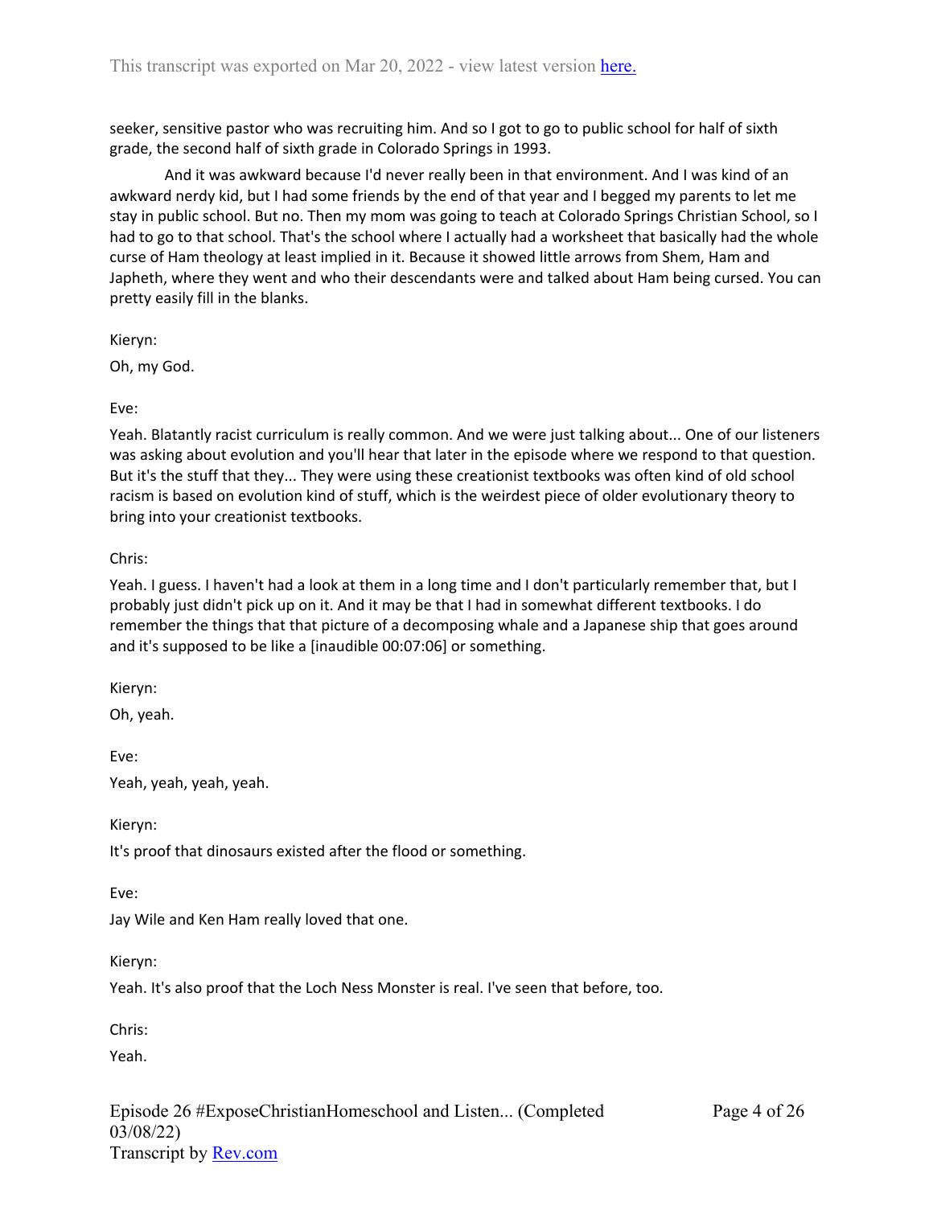seeker, sensitive pastor who was recruiting him. And so I got to go to public school for half of sixth grade, the second half of sixth grade in Colorado Springs in 1993.

And it was awkward because I'd never really been in that environment. And I was kind of an awkward nerdy kid, but I had some friends by the end of that year and I begged my parents to let me stay in public school. But no. Then my mom was going to teach at Colorado Springs Christian School, so I had to go to that school. That's the school where I actually had a worksheet that basically had the whole curse of Ham theology at least implied in it. Because it showed little arrows from Shem, Ham and Japheth, where they went and who their descendants were and talked about Ham being cursed. You can pretty easily fill in the blanks.

Kieryn:

Oh, my God.

Eve:

Yeah. Blatantly racist curriculum is really common. And we were just talking about... One of our listeners was asking about evolution and you'll hear that later in the episode where we respond to that question. But it's the stuff that they... They were using these creationist textbooks was often kind of old school racism is based on evolution kind of stuff, which is the weirdest piece of older evolutionary theory to bring into your creationist textbooks.

Chris:

Yeah. I guess. I haven't had a look at them in a long time and I don't particularly remember that, but I probably just didn't pick up on it. And it may be that I had in somewhat different textbooks. I do remember the things that that picture of a decomposing whale and a Japanese ship that goes around and it's supposed to be like a [inaudible 00:07:06] or something.

Kieryn:

Oh, yeah.

Eve:

Yeah, yeah, yeah, yeah.

Kieryn:

It's proof that dinosaurs existed after the flood or something.

Eve:

Jay Wile and Ken Ham really loved that one.

Kieryn:

Yeah. It's also proof that the Loch Ness Monster is real. I've seen that before, too.

Chris:

Yeah.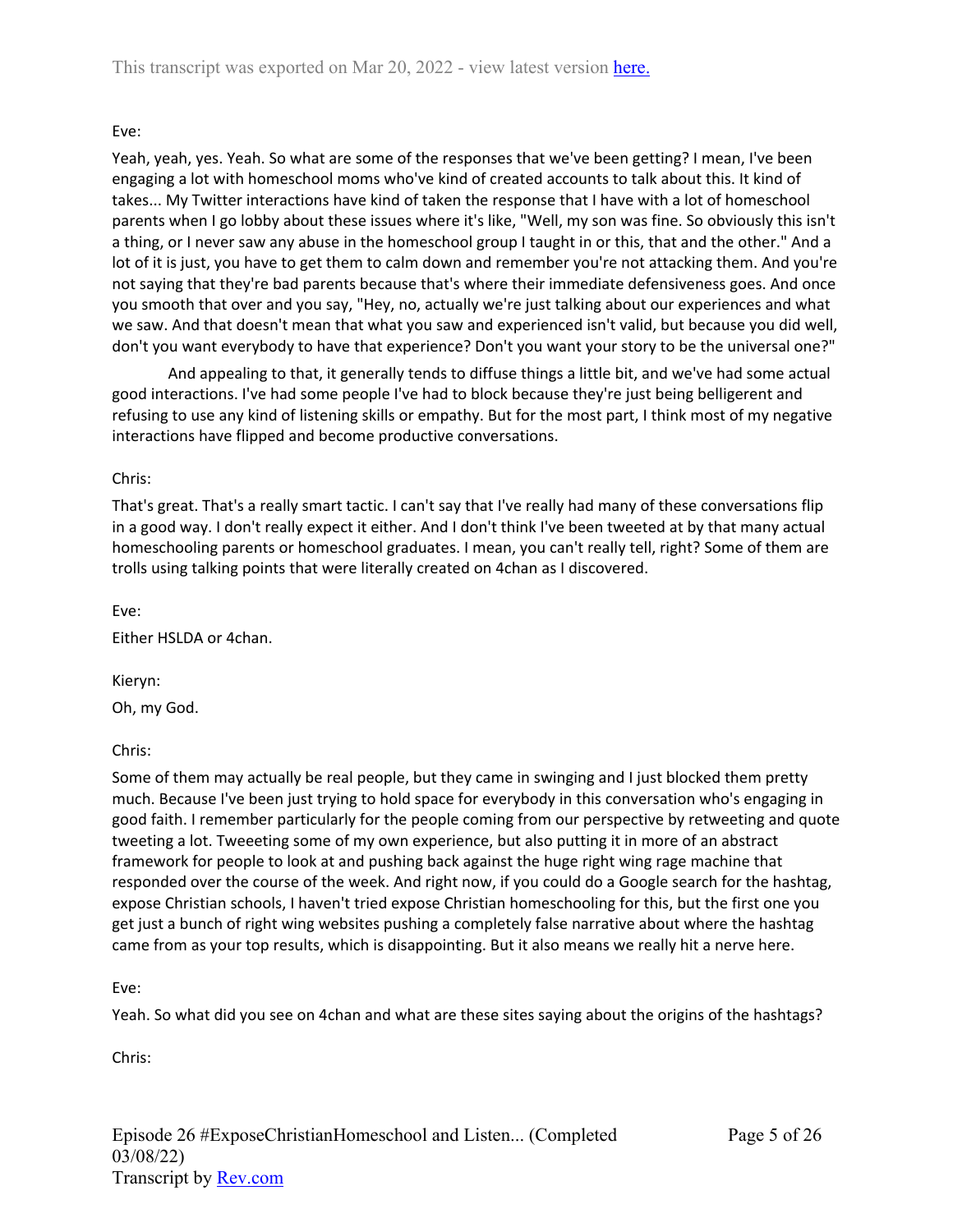Eve:

Yeah, yeah, yes. Yeah. So what are some of the responses that we've been getting? I mean, I've been engaging a lot with homeschool moms who've kind of created accounts to talk about this. It kind of takes... My Twitter interactions have kind of taken the response that I have with a lot of homeschool parents when I go lobby about these issues where it's like, "Well, my son was fine. So obviously this isn't a thing, or I never saw any abuse in the homeschool group I taught in or this, that and the other." And a lot of it is just, you have to get them to calm down and remember you're not attacking them. And you're not saying that they're bad parents because that's where their immediate defensiveness goes. And once you smooth that over and you say, "Hey, no, actually we're just talking about our experiences and what we saw. And that doesn't mean that what you saw and experienced isn't valid, but because you did well, don't you want everybody to have that experience? Don't you want your story to be the universal one?"

And appealing to that, it generally tends to diffuse things a little bit, and we've had some actual good interactions. I've had some people I've had to block because they're just being belligerent and refusing to use any kind of listening skills or empathy. But for the most part, I think most of my negative interactions have flipped and become productive conversations.

Chris:

That's great. That's a really smart tactic. I can't say that I've really had many of these conversations flip in a good way. I don't really expect it either. And I don't think I've been tweeted at by that many actual homeschooling parents or homeschool graduates. I mean, you can't really tell, right? Some of them are trolls using talking points that were literally created on 4chan as I discovered.

Eve:

Either HSLDA or 4chan.

Kieryn:

Oh, my God.

Chris:

Some of them may actually be real people, but they came in swinging and I just blocked them pretty much. Because I've been just trying to hold space for everybody in this conversation who's engaging in good faith. I remember particularly for the people coming from our perspective by retweeting and quote tweeting a lot. Tweeeting some of my own experience, but also putting it in more of an abstract framework for people to look at and pushing back against the huge right wing rage machine that responded over the course of the week. And right now, if you could do a Google search for the hashtag, expose Christian schools, I haven't tried expose Christian homeschooling for this, but the first one you get just a bunch of right wing websites pushing a completely false narrative about where the hashtag came from as your top results, which is disappointing. But it also means we really hit a nerve here.

Eve:

Yeah. So what did you see on 4chan and what are these sites saying about the origins of the hashtags?

Chris: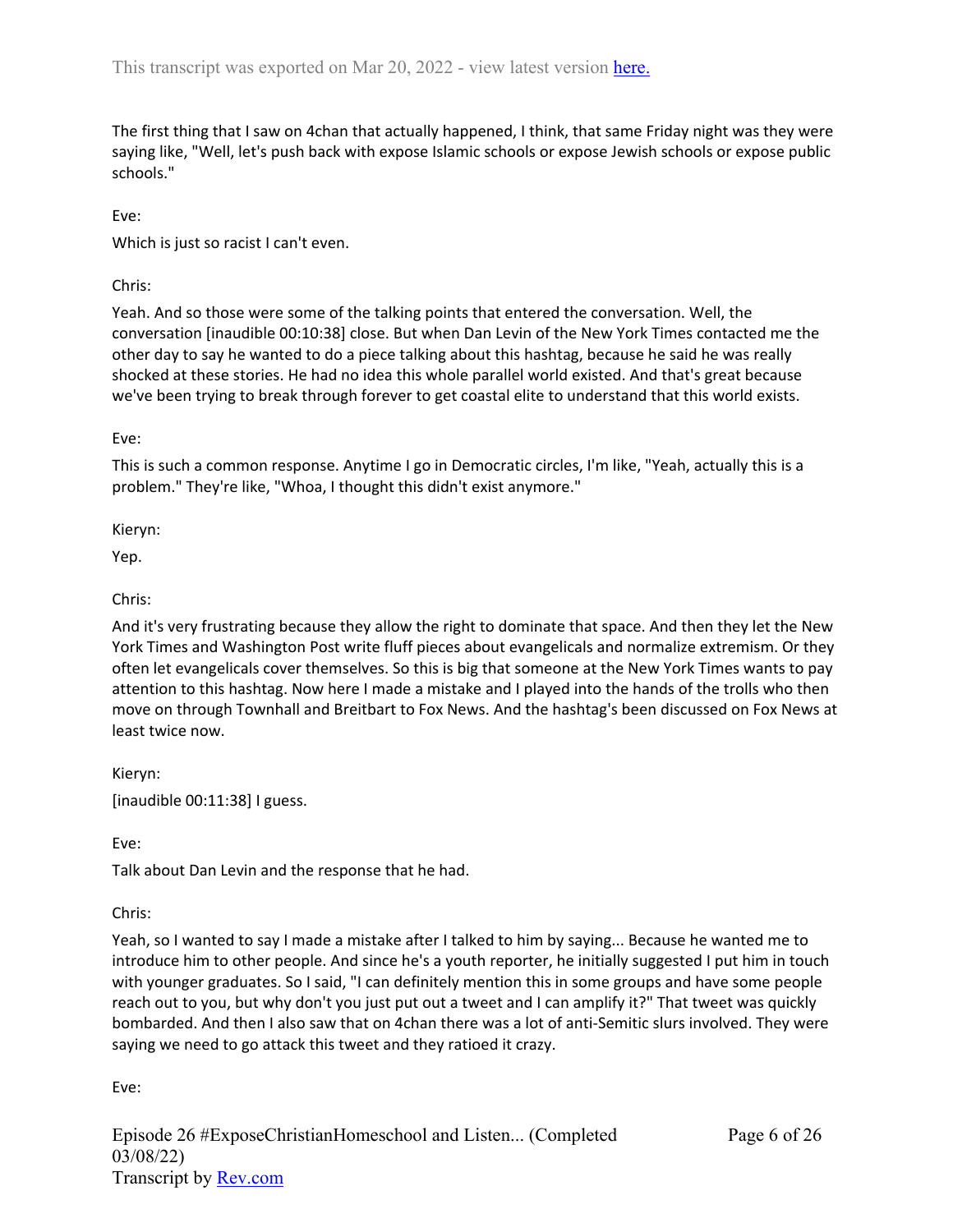The first thing that I saw on 4chan that actually happened, I think, that same Friday night was they were saying like, "Well, let's push back with expose Islamic schools or expose Jewish schools or expose public schools."

Eve:

Which is just so racist I can't even.

Chris:

Yeah. And so those were some of the talking points that entered the conversation. Well, the conversation [inaudible 00:10:38] close. But when Dan Levin of the New York Times contacted me the other day to say he wanted to do a piece talking about this hashtag, because he said he was really shocked at these stories. He had no idea this whole parallel world existed. And that's great because we've been trying to break through forever to get coastal elite to understand that this world exists.

Eve:

This is such a common response. Anytime I go in Democratic circles, I'm like, "Yeah, actually this is a problem." They're like, "Whoa, I thought this didn't exist anymore."

Kieryn:

Yep.

Chris:

And it's very frustrating because they allow the right to dominate that space. And then they let the New York Times and Washington Post write fluff pieces about evangelicals and normalize extremism. Or they often let evangelicals cover themselves. So this is big that someone at the New York Times wants to pay attention to this hashtag. Now here I made a mistake and I played into the hands of the trolls who then move on through Townhall and Breitbart to Fox News. And the hashtag's been discussed on Fox News at least twice now.

Kieryn:

[inaudible 00:11:38] I guess.

Eve:

Talk about Dan Levin and the response that he had.

Chris:

Yeah, so I wanted to say I made a mistake after I talked to him by saying... Because he wanted me to introduce him to other people. And since he's a youth reporter, he initially suggested I put him in touch with younger graduates. So I said, "I can definitely mention this in some groups and have some people reach out to you, but why don't you just put out a tweet and I can amplify it?" That tweet was quickly bombarded. And then I also saw that on 4chan there was a lot of anti-Semitic slurs involved. They were saying we need to go attack this tweet and they ratioed it crazy.

Eve: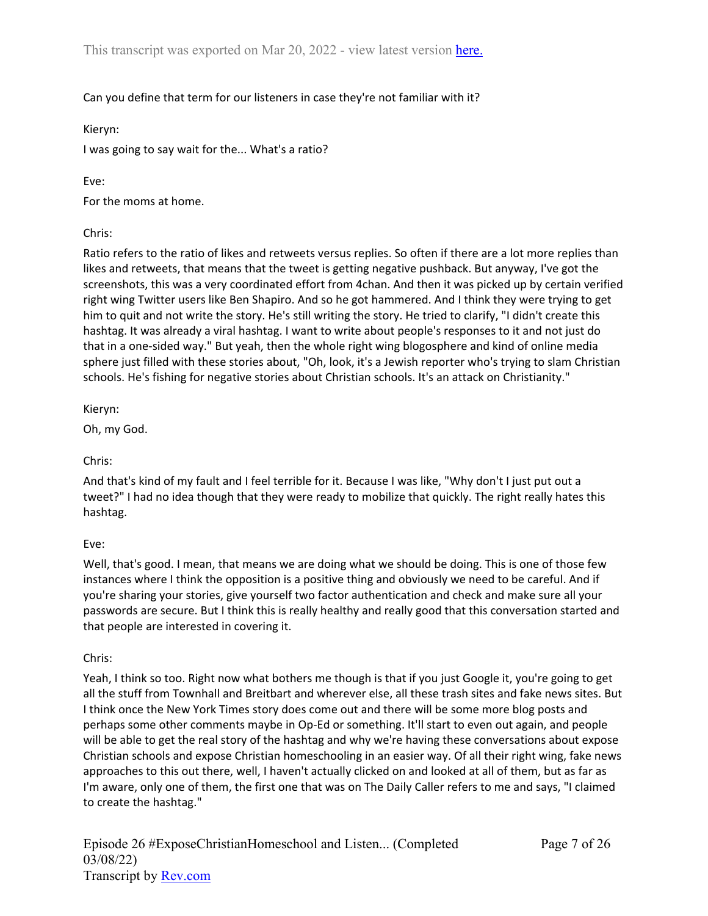Can you define that term for our listeners in case they're not familiar with it?

Kieryn:

I was going to say wait for the... What's a ratio?

Eve:

For the moms at home.

Chris:

Ratio refers to the ratio of likes and retweets versus replies. So often if there are a lot more replies than likes and retweets, that means that the tweet is getting negative pushback. But anyway, I've got the screenshots, this was a very coordinated effort from 4chan. And then it was picked up by certain verified right wing Twitter users like Ben Shapiro. And so he got hammered. And I think they were trying to get him to quit and not write the story. He's still writing the story. He tried to clarify, "I didn't create this hashtag. It was already a viral hashtag. I want to write about people's responses to it and not just do that in a one-sided way." But yeah, then the whole right wing blogosphere and kind of online media sphere just filled with these stories about, "Oh, look, it's a Jewish reporter who's trying to slam Christian schools. He's fishing for negative stories about Christian schools. It's an attack on Christianity."

Kieryn:

Oh, my God.

Chris:

And that's kind of my fault and I feel terrible for it. Because I was like, "Why don't I just put out a tweet?" I had no idea though that they were ready to mobilize that quickly. The right really hates this hashtag.

Eve:

Well, that's good. I mean, that means we are doing what we should be doing. This is one of those few instances where I think the opposition is a positive thing and obviously we need to be careful. And if you're sharing your stories, give yourself two factor authentication and check and make sure all your passwords are secure. But I think this is really healthy and really good that this conversation started and that people are interested in covering it.

Chris:

Yeah, I think so too. Right now what bothers me though is that if you just Google it, you're going to get all the stuff from Townhall and Breitbart and wherever else, all these trash sites and fake news sites. But I think once the New York Times story does come out and there will be some more blog posts and perhaps some other comments maybe in Op-Ed or something. It'll start to even out again, and people will be able to get the real story of the hashtag and why we're having these conversations about expose Christian schools and expose Christian homeschooling in an easier way. Of all their right wing, fake news approaches to this out there, well, I haven't actually clicked on and looked at all of them, but as far as I'm aware, only one of them, the first one that was on The Daily Caller refers to me and says, "I claimed to create the hashtag."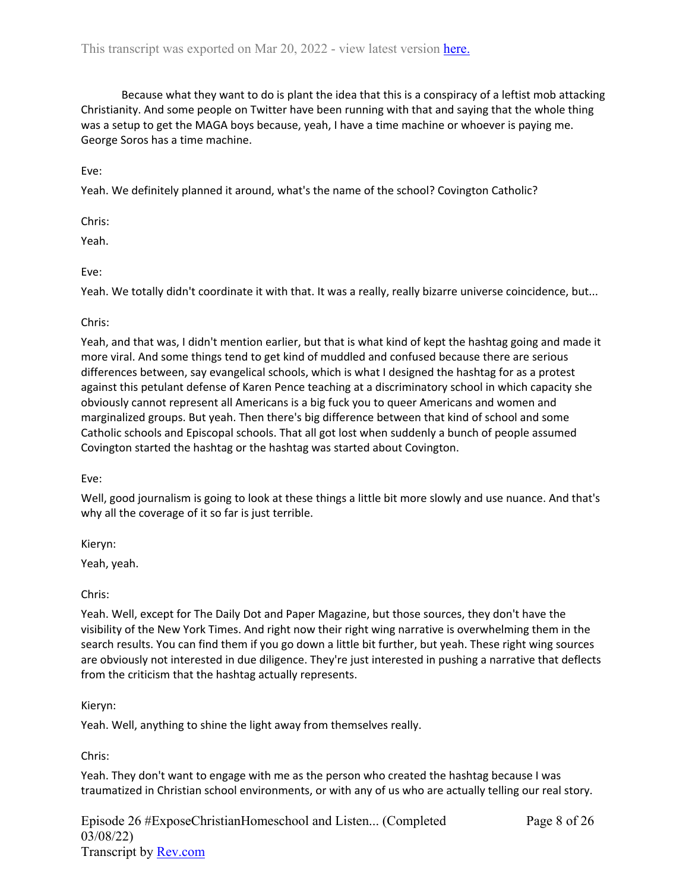Because what they want to do is plant the idea that this is a conspiracy of a leftist mob attacking Christianity. And some people on Twitter have been running with that and saying that the whole thing was a setup to get the MAGA boys because, yeah, I have a time machine or whoever is paying me. George Soros has a time machine.

Eve:

Yeah. We definitely planned it around, what's the name of the school? Covington Catholic?

Chris:

Yeah.

Eve:

Yeah. We totally didn't coordinate it with that. It was a really, really bizarre universe coincidence, but...

Chris:

Yeah, and that was, I didn't mention earlier, but that is what kind of kept the hashtag going and made it more viral. And some things tend to get kind of muddled and confused because there are serious differences between, say evangelical schools, which is what I designed the hashtag for as a protest against this petulant defense of Karen Pence teaching at a discriminatory school in which capacity she obviously cannot represent all Americans is a big fuck you to queer Americans and women and marginalized groups. But yeah. Then there's big difference between that kind of school and some Catholic schools and Episcopal schools. That all got lost when suddenly a bunch of people assumed Covington started the hashtag or the hashtag was started about Covington.

Eve:

Well, good journalism is going to look at these things a little bit more slowly and use nuance. And that's why all the coverage of it so far is just terrible.

Kieryn:

Yeah, yeah.

Chris:

Yeah. Well, except for The Daily Dot and Paper Magazine, but those sources, they don't have the visibility of the New York Times. And right now their right wing narrative is overwhelming them in the search results. You can find them if you go down a little bit further, but yeah. These right wing sources are obviously not interested in due diligence. They're just interested in pushing a narrative that deflects from the criticism that the hashtag actually represents.

Kieryn:

Yeah. Well, anything to shine the light away from themselves really.

Chris:

Yeah. They don't want to engage with me as the person who created the hashtag because I was traumatized in Christian school environments, or with any of us who are actually telling our real story.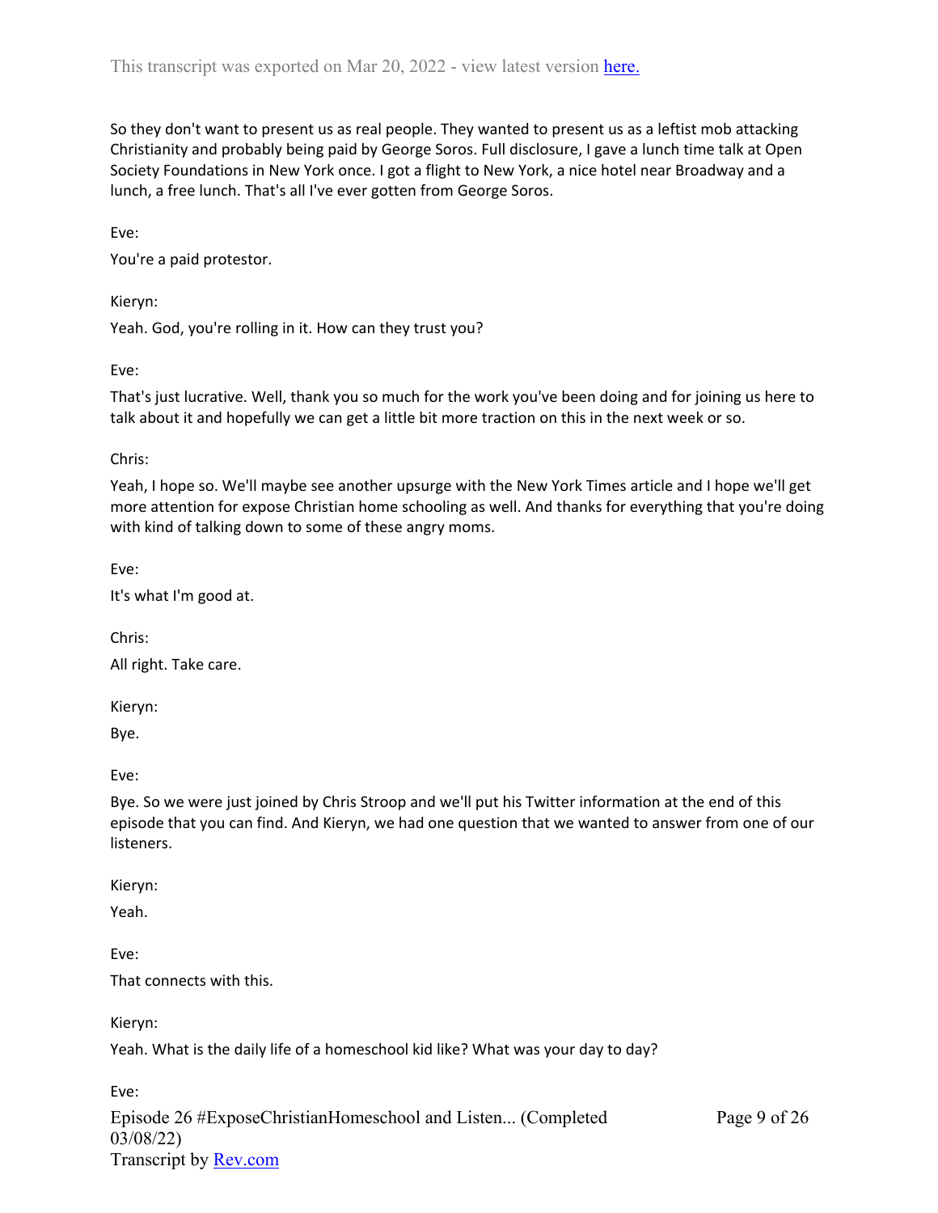So they don't want to present us as real people. They wanted to present us as a leftist mob attacking Christianity and probably being paid by George Soros. Full disclosure, I gave a lunch time talk at Open Society Foundations in New York once. I got a flight to New York, a nice hotel near Broadway and a lunch, a free lunch. That's all I've ever gotten from George Soros.

Eve:

You're a paid protestor.

Kieryn:

Yeah. God, you're rolling in it. How can they trust you?

Eve:

That's just lucrative. Well, thank you so much for the work you've been doing and for joining us here to talk about it and hopefully we can get a little bit more traction on this in the next week or so.

Chris:

Yeah, I hope so. We'll maybe see another upsurge with the New York Times article and I hope we'll get more attention for expose Christian home schooling as well. And thanks for everything that you're doing with kind of talking down to some of these angry moms.

Eve:

It's what I'm good at.

Chris:

All right. Take care.

Kieryn:

Bye.

Eve:

Bye. So we were just joined by Chris Stroop and we'll put his Twitter information at the end of this episode that you can find. And Kieryn, we had one question that we wanted to answer from one of our listeners.

Kieryn:

Yeah.

Eve:

That connects with this.

Kieryn:

Yeah. What is the daily life of a homeschool kid like? What was your day to day?

Eve: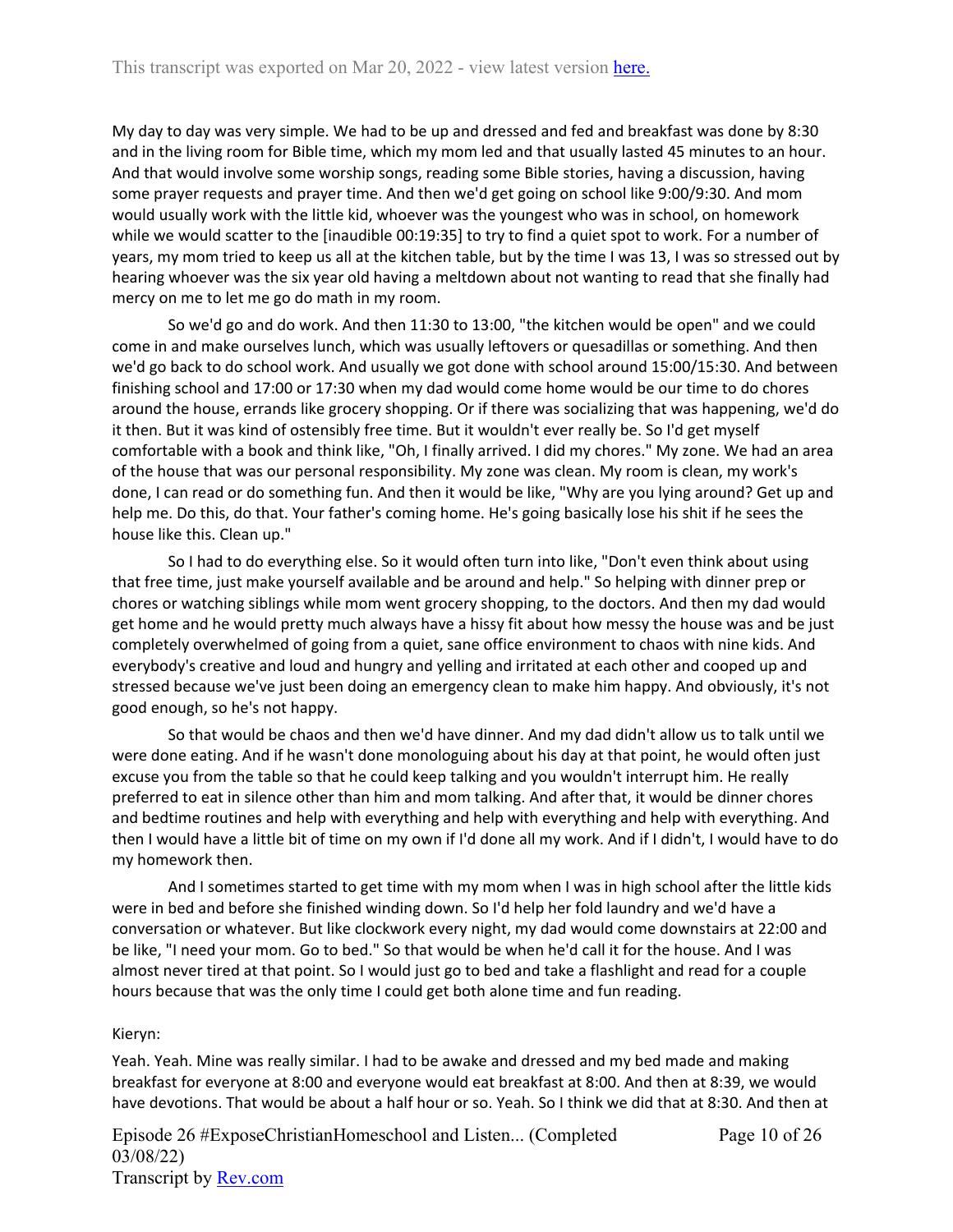My day to day was very simple. We had to be up and dressed and fed and breakfast was done by 8:30 and in the living room for Bible time, which my mom led and that usually lasted 45 minutes to an hour. And that would involve some worship songs, reading some Bible stories, having a discussion, having some prayer requests and prayer time. And then we'd get going on school like 9:00/9:30. And mom would usually work with the little kid, whoever was the youngest who was in school, on homework while we would scatter to the [inaudible 00:19:35] to try to find a quiet spot to work. For a number of years, my mom tried to keep us all at the kitchen table, but by the time I was 13, I was so stressed out by hearing whoever was the six year old having a meltdown about not wanting to read that she finally had mercy on me to let me go do math in my room.

So we'd go and do work. And then 11:30 to 13:00, "the kitchen would be open" and we could come in and make ourselves lunch, which was usually leftovers or quesadillas or something. And then we'd go back to do school work. And usually we got done with school around 15:00/15:30. And between finishing school and 17:00 or 17:30 when my dad would come home would be our time to do chores around the house, errands like grocery shopping. Or if there was socializing that was happening, we'd do it then. But it was kind of ostensibly free time. But it wouldn't ever really be. So I'd get myself comfortable with a book and think like, "Oh, I finally arrived. I did my chores." My zone. We had an area of the house that was our personal responsibility. My zone was clean. My room is clean, my work's done, I can read or do something fun. And then it would be like, "Why are you lying around? Get up and help me. Do this, do that. Your father's coming home. He's going basically lose his shit if he sees the house like this. Clean up."

So I had to do everything else. So it would often turn into like, "Don't even think about using that free time, just make yourself available and be around and help." So helping with dinner prep or chores or watching siblings while mom went grocery shopping, to the doctors. And then my dad would get home and he would pretty much always have a hissy fit about how messy the house was and be just completely overwhelmed of going from a quiet, sane office environment to chaos with nine kids. And everybody's creative and loud and hungry and yelling and irritated at each other and cooped up and stressed because we've just been doing an emergency clean to make him happy. And obviously, it's not good enough, so he's not happy.

So that would be chaos and then we'd have dinner. And my dad didn't allow us to talk until we were done eating. And if he wasn't done monologuing about his day at that point, he would often just excuse you from the table so that he could keep talking and you wouldn't interrupt him. He really preferred to eat in silence other than him and mom talking. And after that, it would be dinner chores and bedtime routines and help with everything and help with everything and help with everything. And then I would have a little bit of time on my own if I'd done all my work. And if I didn't, I would have to do my homework then.

And I sometimes started to get time with my mom when I was in high school after the little kids were in bed and before she finished winding down. So I'd help her fold laundry and we'd have a conversation or whatever. But like clockwork every night, my dad would come downstairs at 22:00 and be like, "I need your mom. Go to bed." So that would be when he'd call it for the house. And I was almost never tired at that point. So I would just go to bed and take a flashlight and read for a couple hours because that was the only time I could get both alone time and fun reading.

Kieryn:

Yeah. Yeah. Mine was really similar. I had to be awake and dressed and my bed made and making breakfast for everyone at 8:00 and everyone would eat breakfast at 8:00. And then at 8:39, we would have devotions. That would be about a half hour or so. Yeah. So I think we did that at 8:30. And then at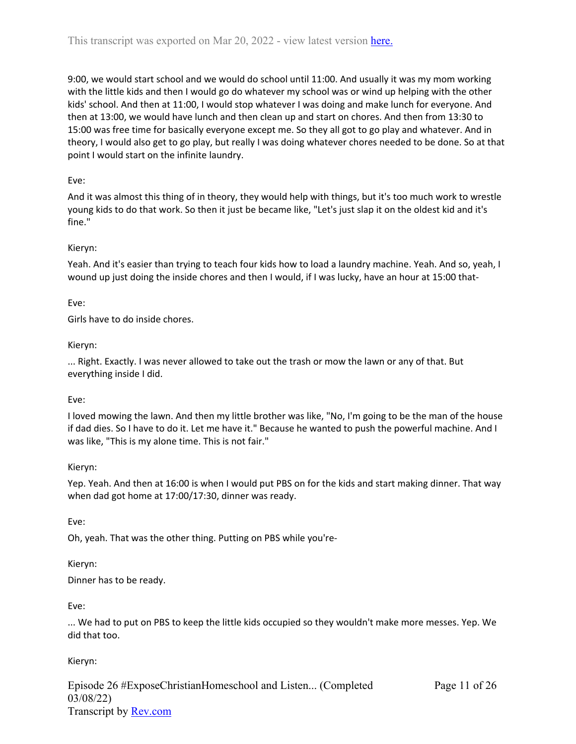9:00, we would start school and we would do school until 11:00. And usually it was my mom working with the little kids and then I would go do whatever my school was or wind up helping with the other kids' school. And then at 11:00, I would stop whatever I was doing and make lunch for everyone. And then at 13:00, we would have lunch and then clean up and start on chores. And then from 13:30 to 15:00 was free time for basically everyone except me. So they all got to go play and whatever. And in theory, I would also get to go play, but really I was doing whatever chores needed to be done. So at that point I would start on the infinite laundry.

Eve:

And it was almost this thing of in theory, they would help with things, but it's too much work to wrestle young kids to do that work. So then it just be became like, "Let's just slap it on the oldest kid and it's fine."

Kieryn:

Yeah. And it's easier than trying to teach four kids how to load a laundry machine. Yeah. And so, yeah, I wound up just doing the inside chores and then I would, if I was lucky, have an hour at 15:00 that-

Eve:

Girls have to do inside chores.

Kieryn:

... Right. Exactly. I was never allowed to take out the trash or mow the lawn or any of that. But everything inside I did.

Eve:

I loved mowing the lawn. And then my little brother was like, "No, I'm going to be the man of the house if dad dies. So I have to do it. Let me have it." Because he wanted to push the powerful machine. And I was like, "This is my alone time. This is not fair."

Kieryn:

Yep. Yeah. And then at 16:00 is when I would put PBS on for the kids and start making dinner. That way when dad got home at 17:00/17:30, dinner was ready.

Eve:

Oh, yeah. That was the other thing. Putting on PBS while you're-

Kieryn:

Dinner has to be ready.

Eve:

... We had to put on PBS to keep the little kids occupied so they wouldn't make more messes. Yep. We did that too.

Kieryn: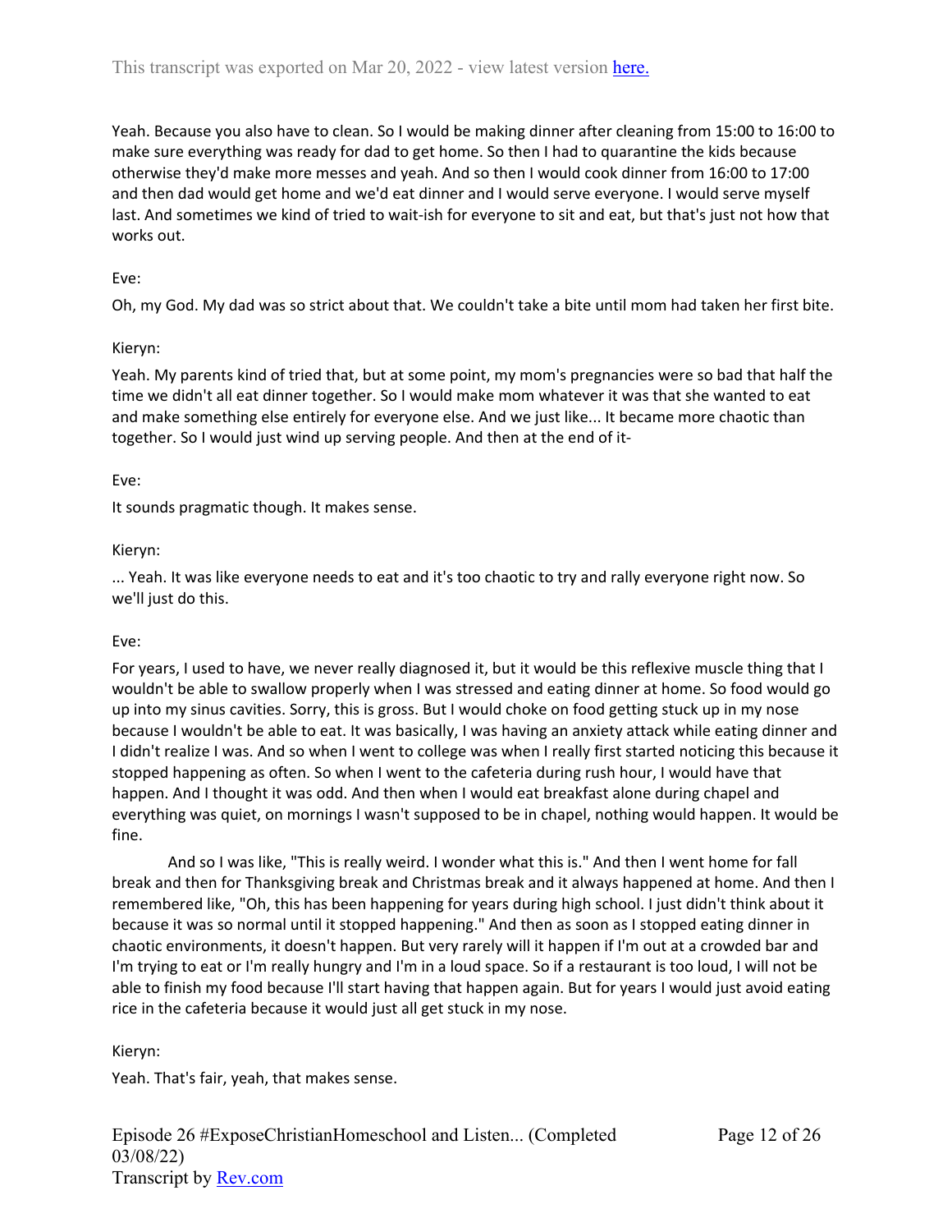Yeah. Because you also have to clean. So I would be making dinner after cleaning from 15:00 to 16:00 to make sure everything was ready for dad to get home. So then I had to quarantine the kids because otherwise they'd make more messes and yeah. And so then I would cook dinner from 16:00 to 17:00 and then dad would get home and we'd eat dinner and I would serve everyone. I would serve myself last. And sometimes we kind of tried to wait-ish for everyone to sit and eat, but that's just not how that works out.

Eve:

Oh, my God. My dad was so strict about that. We couldn't take a bite until mom had taken her first bite.

Kieryn:

Yeah. My parents kind of tried that, but at some point, my mom's pregnancies were so bad that half the time we didn't all eat dinner together. So I would make mom whatever it was that she wanted to eat and make something else entirely for everyone else. And we just like... It became more chaotic than together. So I would just wind up serving people. And then at the end of it-

Eve:

It sounds pragmatic though. It makes sense.

Kieryn:

... Yeah. It was like everyone needs to eat and it's too chaotic to try and rally everyone right now. So we'll just do this.

Eve:

For years, I used to have, we never really diagnosed it, but it would be this reflexive muscle thing that I wouldn't be able to swallow properly when I was stressed and eating dinner at home. So food would go up into my sinus cavities. Sorry, this is gross. But I would choke on food getting stuck up in my nose because I wouldn't be able to eat. It was basically, I was having an anxiety attack while eating dinner and I didn't realize I was. And so when I went to college was when I really first started noticing this because it stopped happening as often. So when I went to the cafeteria during rush hour, I would have that happen. And I thought it was odd. And then when I would eat breakfast alone during chapel and everything was quiet, on mornings I wasn't supposed to be in chapel, nothing would happen. It would be fine.

And so I was like, "This is really weird. I wonder what this is." And then I went home for fall break and then for Thanksgiving break and Christmas break and it always happened at home. And then I remembered like, "Oh, this has been happening for years during high school. I just didn't think about it because it was so normal until it stopped happening." And then as soon as I stopped eating dinner in chaotic environments, it doesn't happen. But very rarely will it happen if I'm out at a crowded bar and I'm trying to eat or I'm really hungry and I'm in a loud space. So if a restaurant is too loud, I will not be able to finish my food because I'll start having that happen again. But for years I would just avoid eating rice in the cafeteria because it would just all get stuck in my nose.

Kieryn:

Yeah. That's fair, yeah, that makes sense.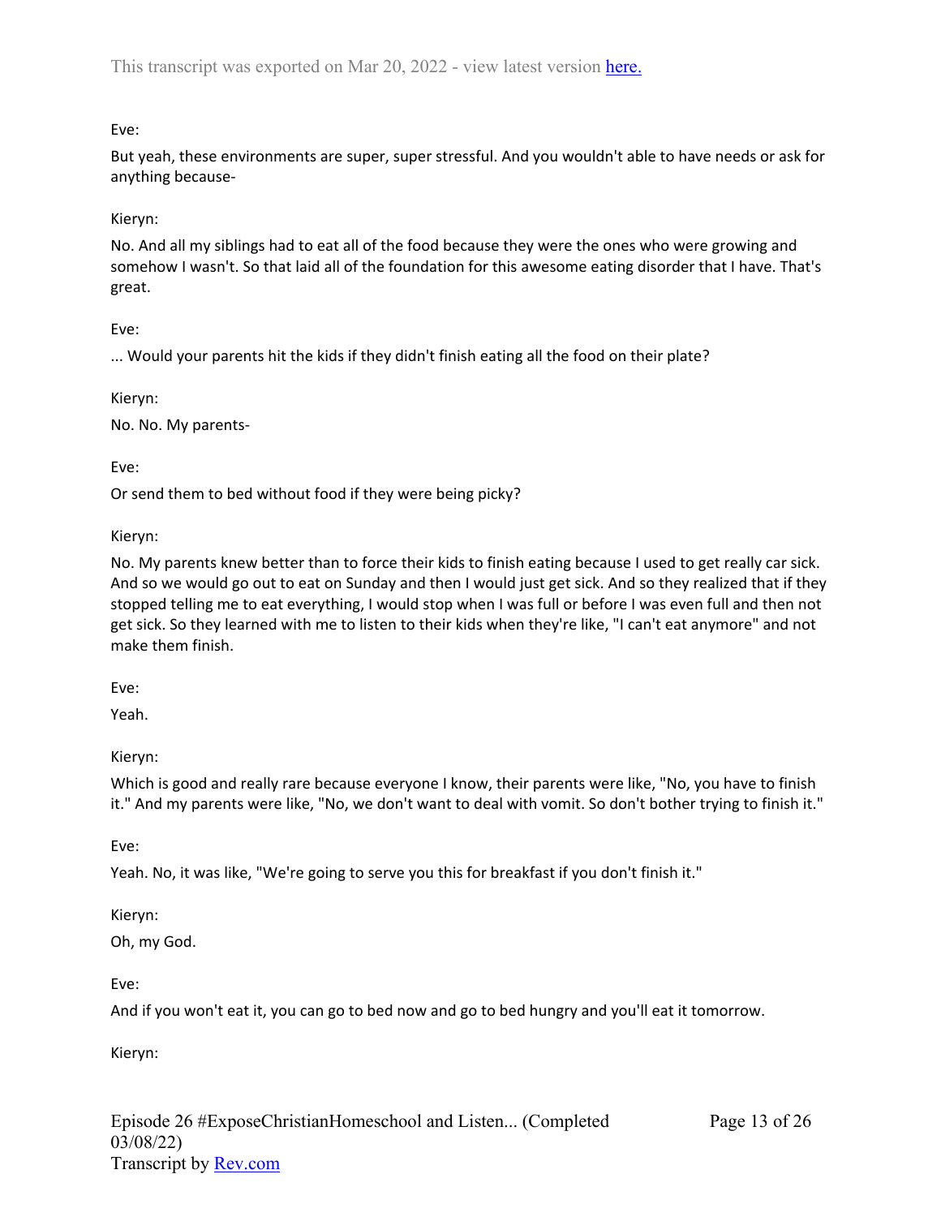Eve:

But yeah, these environments are super, super stressful. And you wouldn't able to have needs or ask for anything because-

Kieryn:

No. And all my siblings had to eat all of the food because they were the ones who were growing and somehow I wasn't. So that laid all of the foundation for this awesome eating disorder that I have. That's great.

Eve:

... Would your parents hit the kids if they didn't finish eating all the food on their plate?

Kieryn:

No. No. My parents-

Eve:

Or send them to bed without food if they were being picky?

Kieryn:

No. My parents knew better than to force their kids to finish eating because I used to get really car sick. And so we would go out to eat on Sunday and then I would just get sick. And so they realized that if they stopped telling me to eat everything, I would stop when I was full or before I was even full and then not get sick. So they learned with me to listen to their kids when they're like, "I can't eat anymore" and not make them finish.

Eve:

Yeah.

Kieryn:

Which is good and really rare because everyone I know, their parents were like, "No, you have to finish it." And my parents were like, "No, we don't want to deal with vomit. So don't bother trying to finish it."

Eve:

Yeah. No, it was like, "We're going to serve you this for breakfast if you don't finish it."

Kieryn:

Oh, my God.

Eve:

And if you won't eat it, you can go to bed now and go to bed hungry and you'll eat it tomorrow.

Kieryn: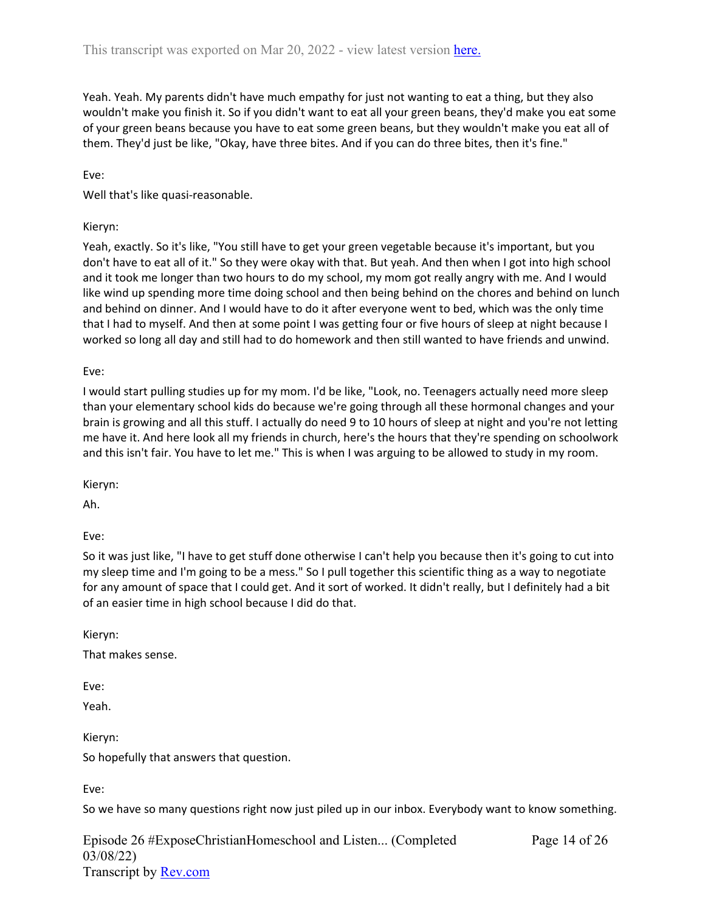Yeah. Yeah. My parents didn't have much empathy for just not wanting to eat a thing, but they also wouldn't make you finish it. So if you didn't want to eat all your green beans, they'd make you eat some of your green beans because you have to eat some green beans, but they wouldn't make you eat all of them. They'd just be like, "Okay, have three bites. And if you can do three bites, then it's fine."

Eve:

Well that's like quasi-reasonable.

Kieryn:

Yeah, exactly. So it's like, "You still have to get your green vegetable because it's important, but you don't have to eat all of it." So they were okay with that. But yeah. And then when I got into high school and it took me longer than two hours to do my school, my mom got really angry with me. And I would like wind up spending more time doing school and then being behind on the chores and behind on lunch and behind on dinner. And I would have to do it after everyone went to bed, which was the only time that I had to myself. And then at some point I was getting four or five hours of sleep at night because I worked so long all day and still had to do homework and then still wanted to have friends and unwind.

Eve:

I would start pulling studies up for my mom. I'd be like, "Look, no. Teenagers actually need more sleep than your elementary school kids do because we're going through all these hormonal changes and your brain is growing and all this stuff. I actually do need 9 to 10 hours of sleep at night and you're not letting me have it. And here look all my friends in church, here's the hours that they're spending on schoolwork and this isn't fair. You have to let me." This is when I was arguing to be allowed to study in my room.

Kieryn:

Ah.

Eve:

So it was just like, "I have to get stuff done otherwise I can't help you because then it's going to cut into my sleep time and I'm going to be a mess." So I pull together this scientific thing as a way to negotiate for any amount of space that I could get. And it sort of worked. It didn't really, but I definitely had a bit of an easier time in high school because I did do that.

Kieryn:

That makes sense.

Eve:

Yeah.

Kieryn:

So hopefully that answers that question.

Eve:

So we have so many questions right now just piled up in our inbox. Everybody want to know something.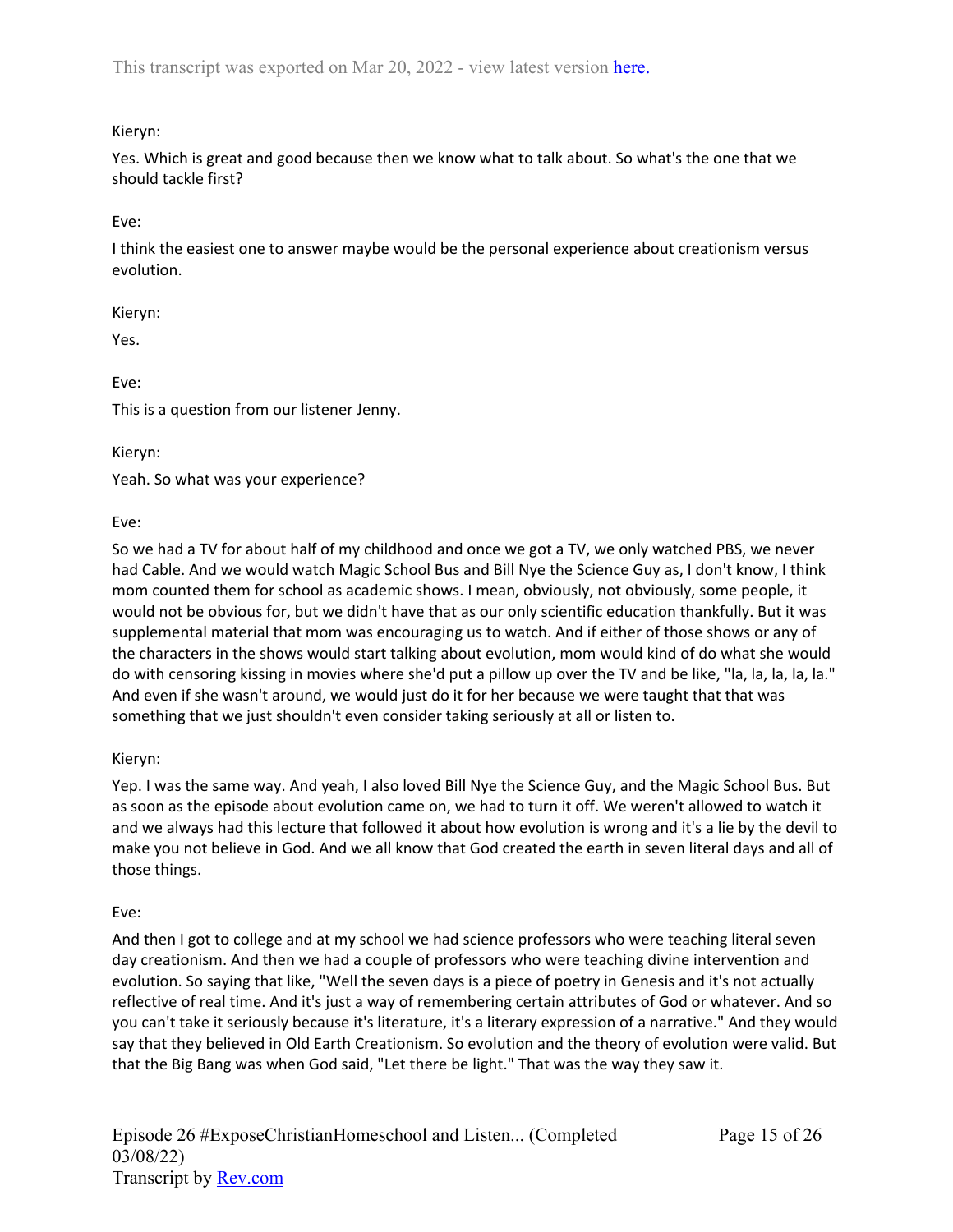Kieryn:

Yes. Which is great and good because then we know what to talk about. So what's the one that we should tackle first?

Eve:

I think the easiest one to answer maybe would be the personal experience about creationism versus evolution.

Kieryn:

Yes.

Eve:

This is a question from our listener Jenny.

Kieryn:

Yeah. So what was your experience?

Eve:

So we had a TV for about half of my childhood and once we got a TV, we only watched PBS, we never had Cable. And we would watch Magic School Bus and Bill Nye the Science Guy as, I don't know, I think mom counted them for school as academic shows. I mean, obviously, not obviously, some people, it would not be obvious for, but we didn't have that as our only scientific education thankfully. But it was supplemental material that mom was encouraging us to watch. And if either of those shows or any of the characters in the shows would start talking about evolution, mom would kind of do what she would do with censoring kissing in movies where she'd put a pillow up over the TV and be like, "la, la, la, la, la." And even if she wasn't around, we would just do it for her because we were taught that that was something that we just shouldn't even consider taking seriously at all or listen to.

Kieryn:

Yep. I was the same way. And yeah, I also loved Bill Nye the Science Guy, and the Magic School Bus. But as soon as the episode about evolution came on, we had to turn it off. We weren't allowed to watch it and we always had this lecture that followed it about how evolution is wrong and it's a lie by the devil to make you not believe in God. And we all know that God created the earth in seven literal days and all of those things.

Eve:

And then I got to college and at my school we had science professors who were teaching literal seven day creationism. And then we had a couple of professors who were teaching divine intervention and evolution. So saying that like, "Well the seven days is a piece of poetry in Genesis and it's not actually reflective of real time. And it's just a way of remembering certain attributes of God or whatever. And so you can't take it seriously because it's literature, it's a literary expression of a narrative." And they would say that they believed in Old Earth Creationism. So evolution and the theory of evolution were valid. But that the Big Bang was when God said, "Let there be light." That was the way they saw it.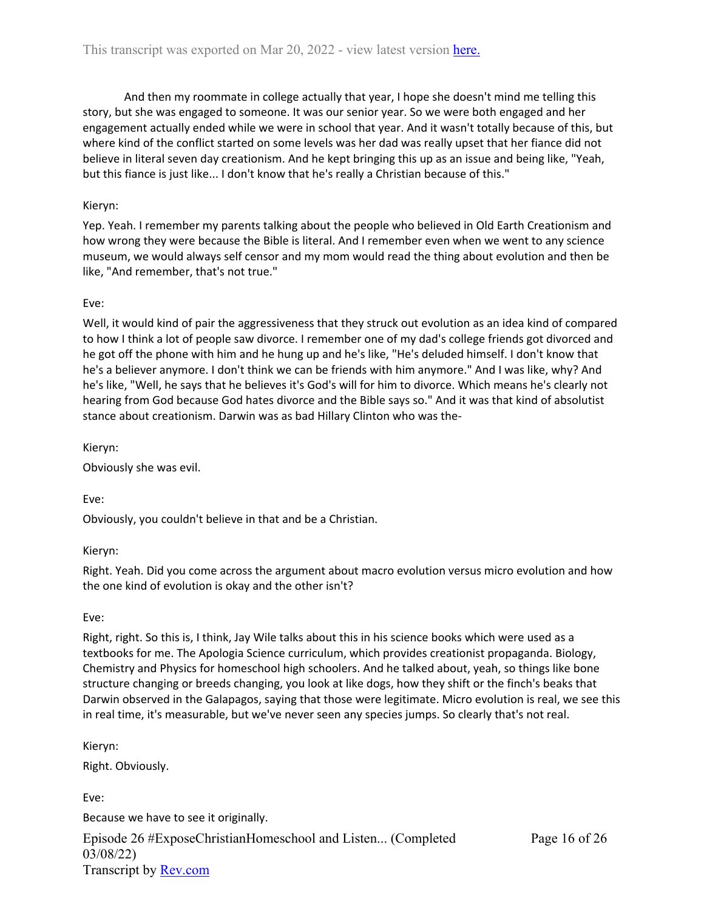And then my roommate in college actually that year, I hope she doesn't mind me telling this story, but she was engaged to someone. It was our senior year. So we were both engaged and her engagement actually ended while we were in school that year. And it wasn't totally because of this, but where kind of the conflict started on some levels was her dad was really upset that her fiance did not believe in literal seven day creationism. And he kept bringing this up as an issue and being like, "Yeah, but this fiance is just like... I don't know that he's really a Christian because of this."

Kieryn:

Yep. Yeah. I remember my parents talking about the people who believed in Old Earth Creationism and how wrong they were because the Bible is literal. And I remember even when we went to any science museum, we would always self censor and my mom would read the thing about evolution and then be like, "And remember, that's not true."

Eve:

Well, it would kind of pair the aggressiveness that they struck out evolution as an idea kind of compared to how I think a lot of people saw divorce. I remember one of my dad's college friends got divorced and he got off the phone with him and he hung up and he's like, "He's deluded himself. I don't know that he's a believer anymore. I don't think we can be friends with him anymore." And I was like, why? And he's like, "Well, he says that he believes it's God's will for him to divorce. Which means he's clearly not hearing from God because God hates divorce and the Bible says so." And it was that kind of absolutist stance about creationism. Darwin was as bad Hillary Clinton who was the-

Kieryn:

Obviously she was evil.

Eve:

Obviously, you couldn't believe in that and be a Christian.

Kieryn:

Right. Yeah. Did you come across the argument about macro evolution versus micro evolution and how the one kind of evolution is okay and the other isn't?

Eve:

Right, right. So this is, I think, Jay Wile talks about this in his science books which were used as a textbooks for me. The Apologia Science curriculum, which provides creationist propaganda. Biology, Chemistry and Physics for homeschool high schoolers. And he talked about, yeah, so things like bone structure changing or breeds changing, you look at like dogs, how they shift or the finch's beaks that Darwin observed in the Galapagos, saying that those were legitimate. Micro evolution is real, we see this in real time, it's measurable, but we've never seen any species jumps. So clearly that's not real.

Kieryn:

Right. Obviously.

Eve:

Because we have to see it originally.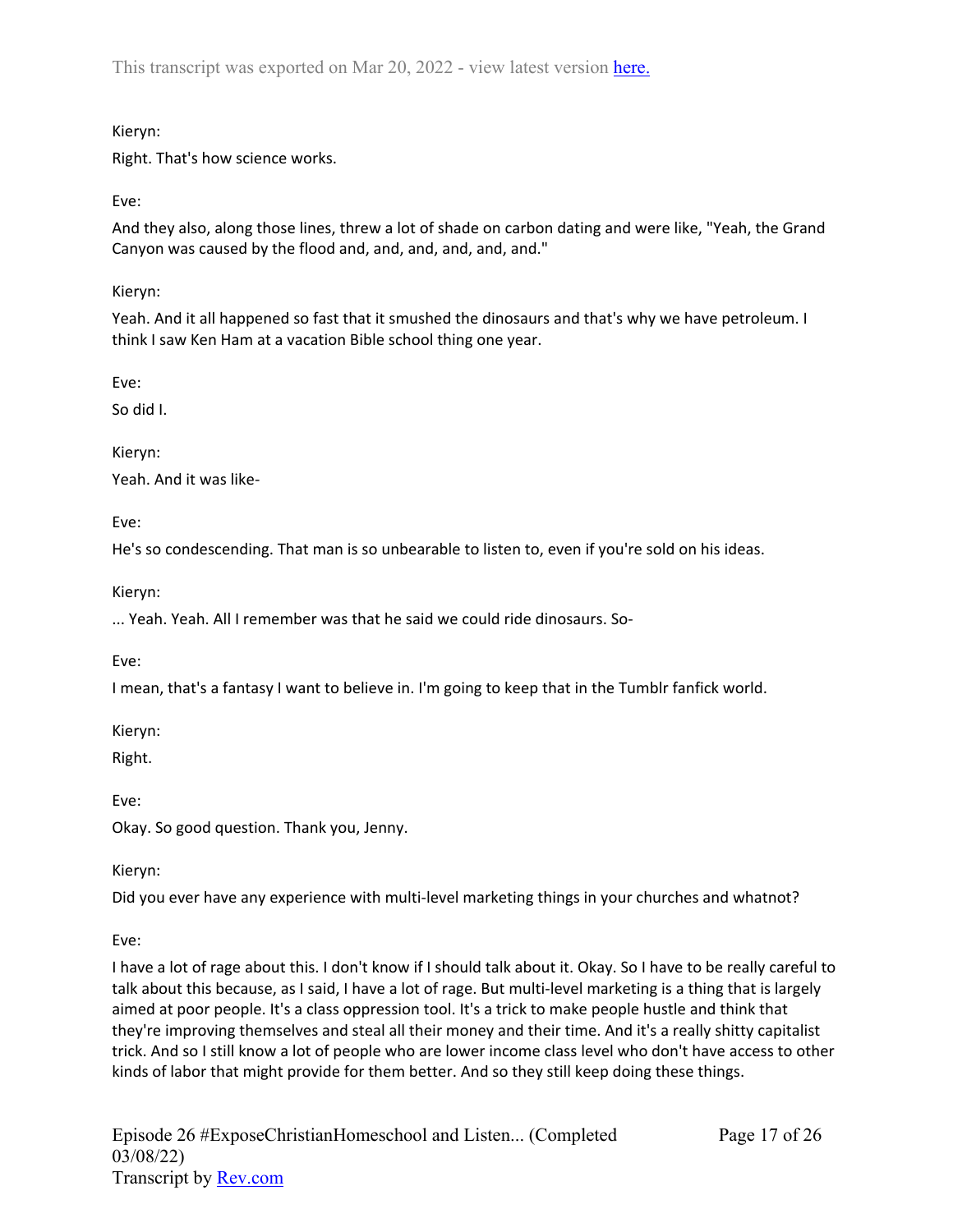Kieryn:

Right. That's how science works.

Eve:

And they also, along those lines, threw a lot of shade on carbon dating and were like, "Yeah, the Grand Canyon was caused by the flood and, and, and, and, and, and."

Kieryn:

Yeah. And it all happened so fast that it smushed the dinosaurs and that's why we have petroleum. I think I saw Ken Ham at a vacation Bible school thing one year.

Eve:

So did I.

Kieryn:

Yeah. And it was like-

Eve:

He's so condescending. That man is so unbearable to listen to, even if you're sold on his ideas.

Kieryn:

... Yeah. Yeah. All I remember was that he said we could ride dinosaurs. So-

Eve:

I mean, that's a fantasy I want to believe in. I'm going to keep that in the Tumblr fanfick world.

Kieryn:

Right.

Eve:

Okay. So good question. Thank you, Jenny.

Kieryn:

Did you ever have any experience with multi-level marketing things in your churches and whatnot?

Eve:

I have a lot of rage about this. I don't know if I should talk about it. Okay. So I have to be really careful to talk about this because, as I said, I have a lot of rage. But multi-level marketing is a thing that is largely aimed at poor people. It's a class oppression tool. It's a trick to make people hustle and think that they're improving themselves and steal all their money and their time. And it's a really shitty capitalist trick. And so I still know a lot of people who are lower income class level who don't have access to other kinds of labor that might provide for them better. And so they still keep doing these things.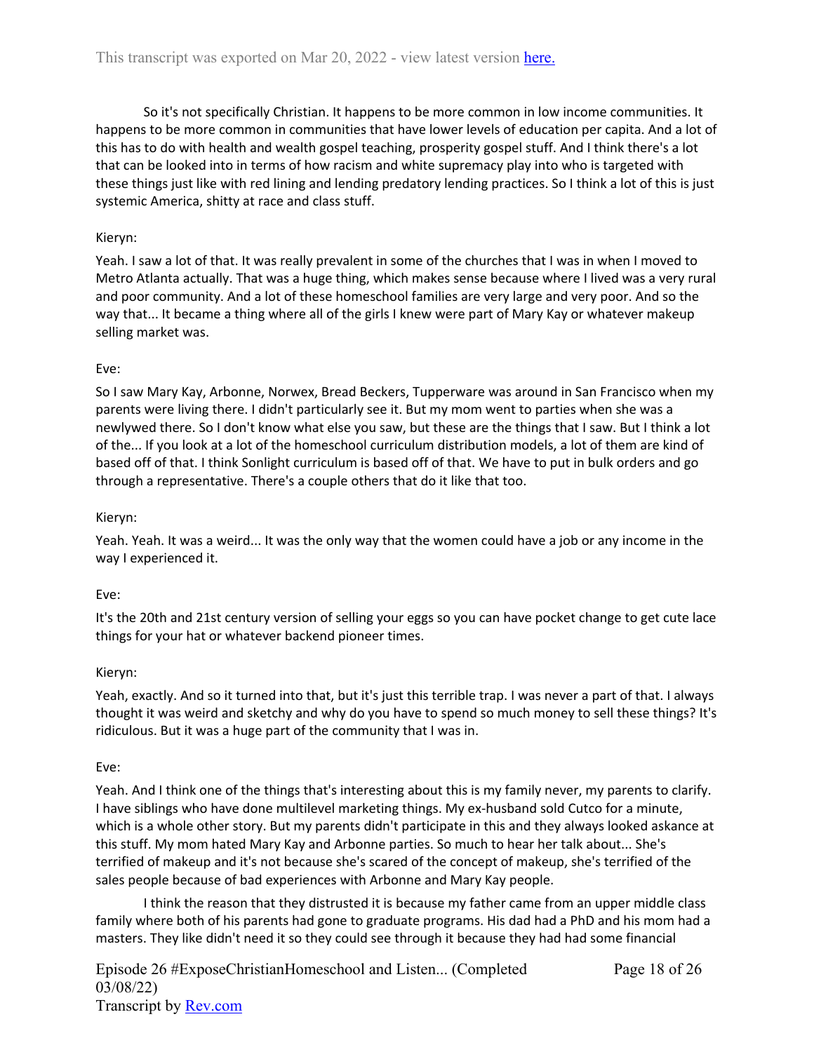So it's not specifically Christian. It happens to be more common in low income communities. It happens to be more common in communities that have lower levels of education per capita. And a lot of this has to do with health and wealth gospel teaching, prosperity gospel stuff. And I think there's a lot that can be looked into in terms of how racism and white supremacy play into who is targeted with these things just like with red lining and lending predatory lending practices. So I think a lot of this is just systemic America, shitty at race and class stuff.

Kieryn:

Yeah. I saw a lot of that. It was really prevalent in some of the churches that I was in when I moved to Metro Atlanta actually. That was a huge thing, which makes sense because where I lived was a very rural and poor community. And a lot of these homeschool families are very large and very poor. And so the way that... It became a thing where all of the girls I knew were part of Mary Kay or whatever makeup selling market was.

Eve:

So I saw Mary Kay, Arbonne, Norwex, Bread Beckers, Tupperware was around in San Francisco when my parents were living there. I didn't particularly see it. But my mom went to parties when she was a newlywed there. So I don't know what else you saw, but these are the things that I saw. But I think a lot of the... If you look at a lot of the homeschool curriculum distribution models, a lot of them are kind of based off of that. I think Sonlight curriculum is based off of that. We have to put in bulk orders and go through a representative. There's a couple others that do it like that too.

Kieryn:

Yeah. Yeah. It was a weird... It was the only way that the women could have a job or any income in the way I experienced it.

Eve:

It's the 20th and 21st century version of selling your eggs so you can have pocket change to get cute lace things for your hat or whatever backend pioneer times.

Kieryn:

Yeah, exactly. And so it turned into that, but it's just this terrible trap. I was never a part of that. I always thought it was weird and sketchy and why do you have to spend so much money to sell these things? It's ridiculous. But it was a huge part of the community that I was in.

Eve:

Yeah. And I think one of the things that's interesting about this is my family never, my parents to clarify. I have siblings who have done multilevel marketing things. My ex-husband sold Cutco for a minute, which is a whole other story. But my parents didn't participate in this and they always looked askance at this stuff. My mom hated Mary Kay and Arbonne parties. So much to hear her talk about... She's terrified of makeup and it's not because she's scared of the concept of makeup, she's terrified of the sales people because of bad experiences with Arbonne and Mary Kay people.

I think the reason that they distrusted it is because my father came from an upper middle class family where both of his parents had gone to graduate programs. His dad had a PhD and his mom had a masters. They like didn't need it so they could see through it because they had had some financial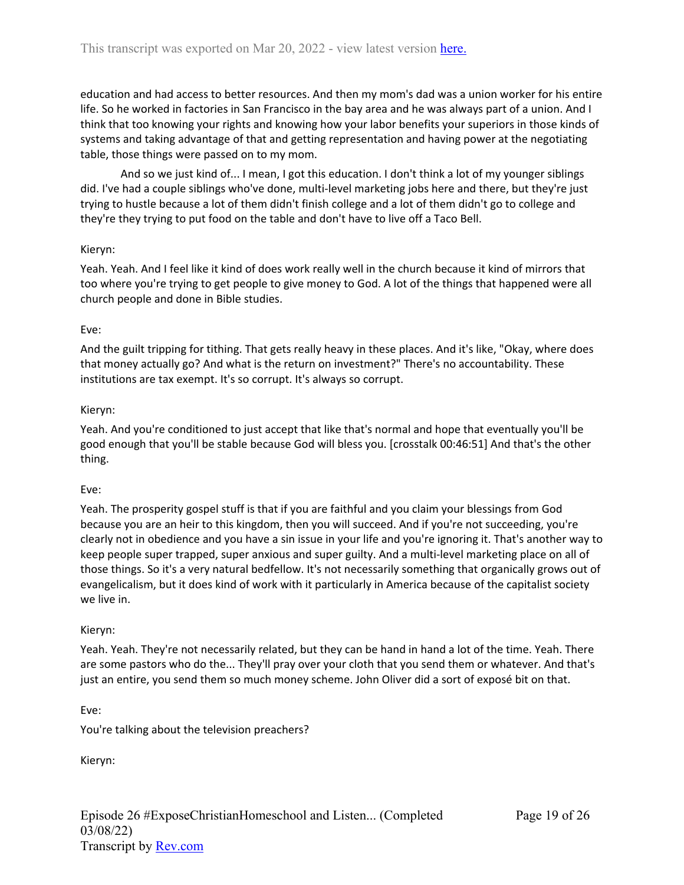education and had access to better resources. And then my mom's dad was a union worker for his entire life. So he worked in factories in San Francisco in the bay area and he was always part of a union. And I think that too knowing your rights and knowing how your labor benefits your superiors in those kinds of systems and taking advantage of that and getting representation and having power at the negotiating table, those things were passed on to my mom.

And so we just kind of... I mean, I got this education. I don't think a lot of my younger siblings did. I've had a couple siblings who've done, multi-level marketing jobs here and there, but they're just trying to hustle because a lot of them didn't finish college and a lot of them didn't go to college and they're they trying to put food on the table and don't have to live off a Taco Bell.

Kieryn:

Yeah. Yeah. And I feel like it kind of does work really well in the church because it kind of mirrors that too where you're trying to get people to give money to God. A lot of the things that happened were all church people and done in Bible studies.

Eve:

And the guilt tripping for tithing. That gets really heavy in these places. And it's like, "Okay, where does that money actually go? And what is the return on investment?" There's no accountability. These institutions are tax exempt. It's so corrupt. It's always so corrupt.

Kieryn:

Yeah. And you're conditioned to just accept that like that's normal and hope that eventually you'll be good enough that you'll be stable because God will bless you. [crosstalk 00:46:51] And that's the other thing.

Eve:

Yeah. The prosperity gospel stuff is that if you are faithful and you claim your blessings from God because you are an heir to this kingdom, then you will succeed. And if you're not succeeding, you're clearly not in obedience and you have a sin issue in your life and you're ignoring it. That's another way to keep people super trapped, super anxious and super guilty. And a multi-level marketing place on all of those things. So it's a very natural bedfellow. It's not necessarily something that organically grows out of evangelicalism, but it does kind of work with it particularly in America because of the capitalist society we live in.

Kieryn:

Yeah. Yeah. They're not necessarily related, but they can be hand in hand a lot of the time. Yeah. There are some pastors who do the... They'll pray over your cloth that you send them or whatever. And that's just an entire, you send them so much money scheme. John Oliver did a sort of exposé bit on that.

Eve:

You're talking about the television preachers?

Kieryn: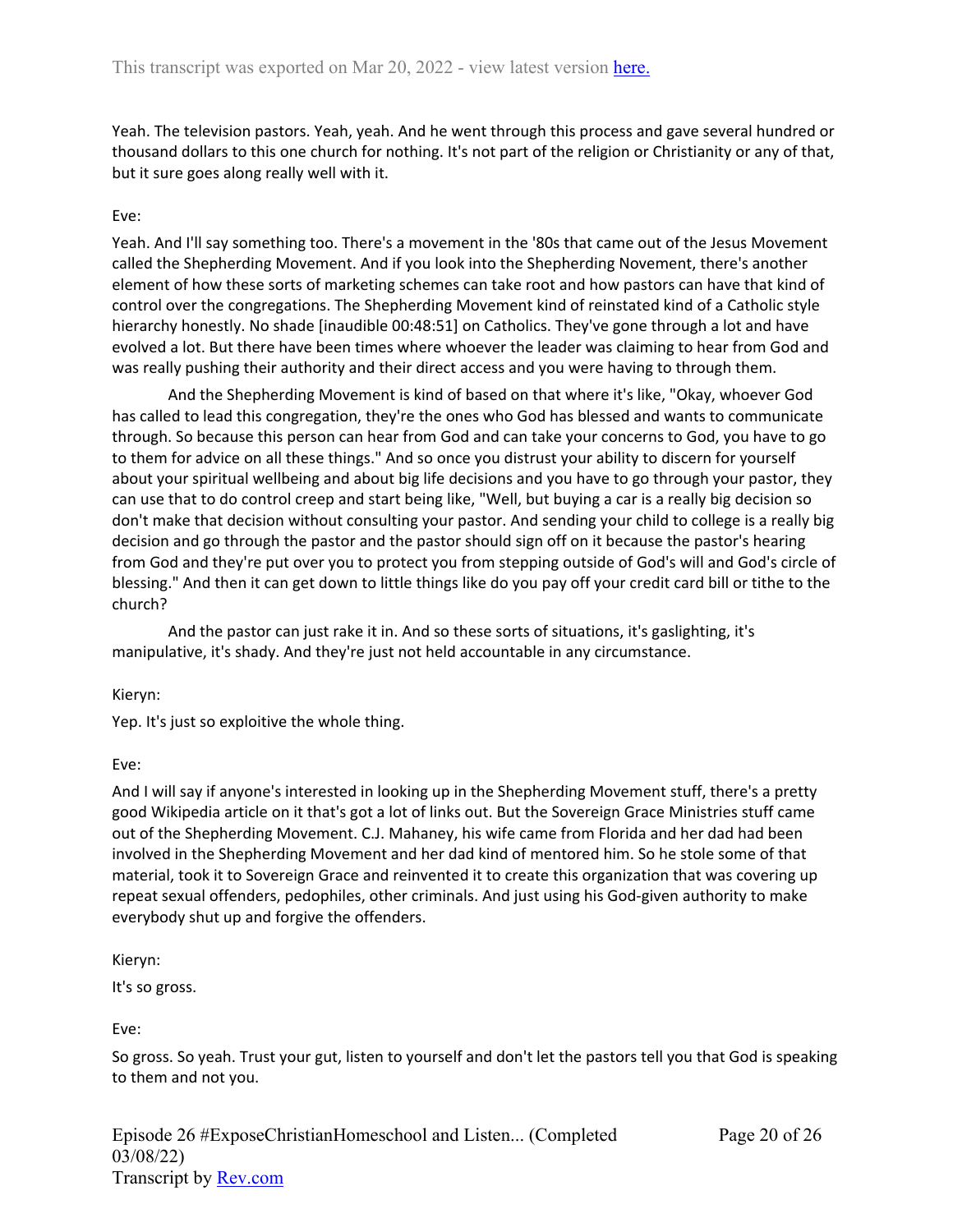Yeah. The television pastors. Yeah, yeah. And he went through this process and gave several hundred or thousand dollars to this one church for nothing. It's not part of the religion or Christianity or any of that, but it sure goes along really well with it.

Eve:

Yeah. And I'll say something too. There's a movement in the '80s that came out of the Jesus Movement called the Shepherding Movement. And if you look into the Shepherding Novement, there's another element of how these sorts of marketing schemes can take root and how pastors can have that kind of control over the congregations. The Shepherding Movement kind of reinstated kind of a Catholic style hierarchy honestly. No shade [inaudible 00:48:51] on Catholics. They've gone through a lot and have evolved a lot. But there have been times where whoever the leader was claiming to hear from God and was really pushing their authority and their direct access and you were having to through them.

And the Shepherding Movement is kind of based on that where it's like, "Okay, whoever God has called to lead this congregation, they're the ones who God has blessed and wants to communicate through. So because this person can hear from God and can take your concerns to God, you have to go to them for advice on all these things." And so once you distrust your ability to discern for yourself about your spiritual wellbeing and about big life decisions and you have to go through your pastor, they can use that to do control creep and start being like, "Well, but buying a car is a really big decision so don't make that decision without consulting your pastor. And sending your child to college is a really big decision and go through the pastor and the pastor should sign off on it because the pastor's hearing from God and they're put over you to protect you from stepping outside of God's will and God's circle of blessing." And then it can get down to little things like do you pay off your credit card bill or tithe to the church?

And the pastor can just rake it in. And so these sorts of situations, it's gaslighting, it's manipulative, it's shady. And they're just not held accountable in any circumstance.

Kieryn:

Yep. It's just so exploitive the whole thing.

Eve:

And I will say if anyone's interested in looking up in the Shepherding Movement stuff, there's a pretty good Wikipedia article on it that's got a lot of links out. But the Sovereign Grace Ministries stuff came out of the Shepherding Movement. C.J. Mahaney, his wife came from Florida and her dad had been involved in the Shepherding Movement and her dad kind of mentored him. So he stole some of that material, took it to Sovereign Grace and reinvented it to create this organization that was covering up repeat sexual offenders, pedophiles, other criminals. And just using his God-given authority to make everybody shut up and forgive the offenders.

Kieryn:

It's so gross.

Eve:

So gross. So yeah. Trust your gut, listen to yourself and don't let the pastors tell you that God is speaking to them and not you.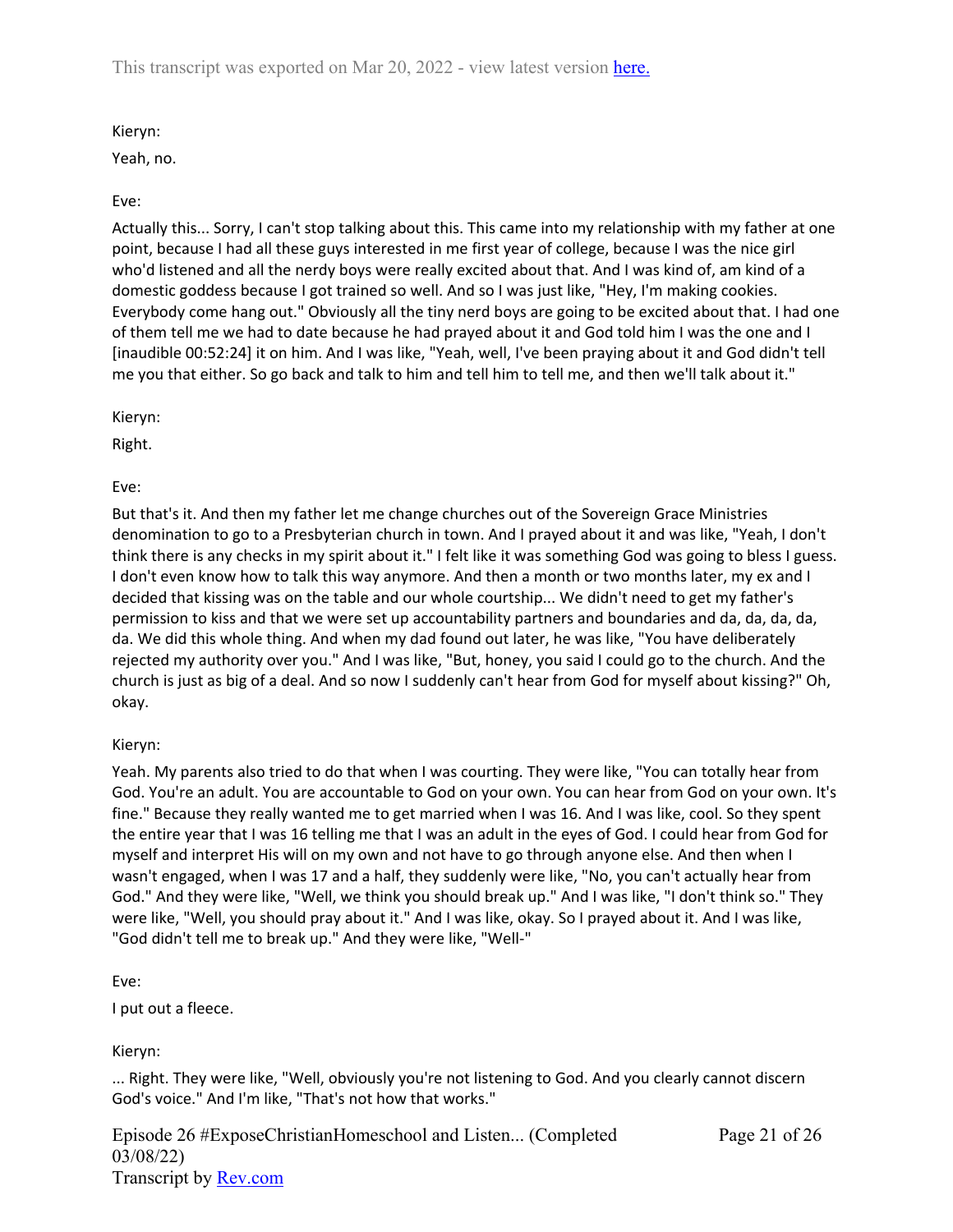Kieryn:

Yeah, no.

Eve:

Actually this... Sorry, I can't stop talking about this. This came into my relationship with my father at one point, because I had all these guys interested in me first year of college, because I was the nice girl who'd listened and all the nerdy boys were really excited about that. And I was kind of, am kind of a domestic goddess because I got trained so well. And so I was just like, "Hey, I'm making cookies. Everybody come hang out." Obviously all the tiny nerd boys are going to be excited about that. I had one of them tell me we had to date because he had prayed about it and God told him I was the one and I [inaudible 00:52:24] it on him. And I was like, "Yeah, well, I've been praying about it and God didn't tell me you that either. So go back and talk to him and tell him to tell me, and then we'll talk about it."

Kieryn:

Right.

Eve:

But that's it. And then my father let me change churches out of the Sovereign Grace Ministries denomination to go to a Presbyterian church in town. And I prayed about it and was like, "Yeah, I don't think there is any checks in my spirit about it." I felt like it was something God was going to bless I guess. I don't even know how to talk this way anymore. And then a month or two months later, my ex and I decided that kissing was on the table and our whole courtship... We didn't need to get my father's permission to kiss and that we were set up accountability partners and boundaries and da, da, da, da, da. We did this whole thing. And when my dad found out later, he was like, "You have deliberately rejected my authority over you." And I was like, "But, honey, you said I could go to the church. And the church is just as big of a deal. And so now I suddenly can't hear from God for myself about kissing?" Oh, okay.

Kieryn:

Yeah. My parents also tried to do that when I was courting. They were like, "You can totally hear from God. You're an adult. You are accountable to God on your own. You can hear from God on your own. It's fine." Because they really wanted me to get married when I was 16. And I was like, cool. So they spent the entire year that I was 16 telling me that I was an adult in the eyes of God. I could hear from God for myself and interpret His will on my own and not have to go through anyone else. And then when I wasn't engaged, when I was 17 and a half, they suddenly were like, "No, you can't actually hear from God." And they were like, "Well, we think you should break up." And I was like, "I don't think so." They were like, "Well, you should pray about it." And I was like, okay. So I prayed about it. And I was like, "God didn't tell me to break up." And they were like, "Well-"

Eve:

I put out a fleece.

Kieryn:

... Right. They were like, "Well, obviously you're not listening to God. And you clearly cannot discern God's voice." And I'm like, "That's not how that works."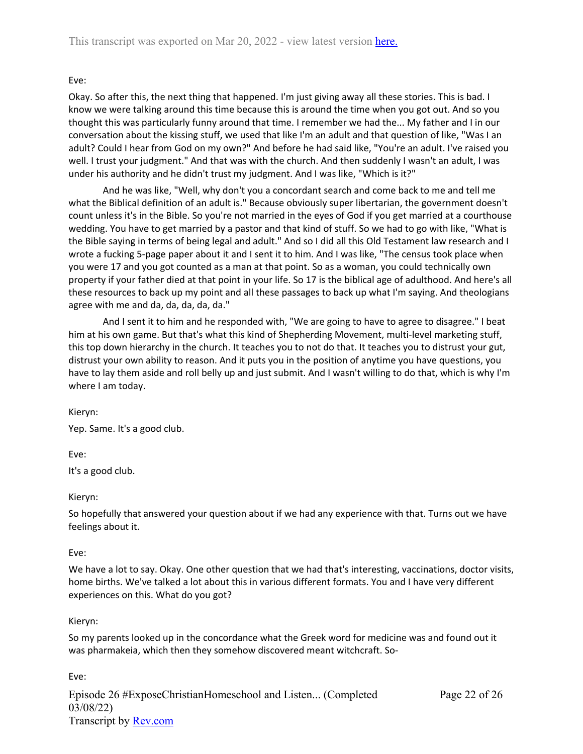Eve:

Okay. So after this, the next thing that happened. I'm just giving away all these stories. This is bad. I know we were talking around this time because this is around the time when you got out. And so you thought this was particularly funny around that time. I remember we had the... My father and I in our conversation about the kissing stuff, we used that like I'm an adult and that question of like, "Was I an adult? Could I hear from God on my own?" And before he had said like, "You're an adult. I've raised you well. I trust your judgment." And that was with the church. And then suddenly I wasn't an adult, I was under his authority and he didn't trust my judgment. And I was like, "Which is it?"

And he was like, "Well, why don't you a concordant search and come back to me and tell me what the Biblical definition of an adult is." Because obviously super libertarian, the government doesn't count unless it's in the Bible. So you're not married in the eyes of God if you get married at a courthouse wedding. You have to get married by a pastor and that kind of stuff. So we had to go with like, "What is the Bible saying in terms of being legal and adult." And so I did all this Old Testament law research and I wrote a fucking 5-page paper about it and I sent it to him. And I was like, "The census took place when you were 17 and you got counted as a man at that point. So as a woman, you could technically own property if your father died at that point in your life. So 17 is the biblical age of adulthood. And here's all these resources to back up my point and all these passages to back up what I'm saying. And theologians agree with me and da, da, da, da, da."

And I sent it to him and he responded with, "We are going to have to agree to disagree." I beat him at his own game. But that's what this kind of Shepherding Movement, multi-level marketing stuff, this top down hierarchy in the church. It teaches you to not do that. It teaches you to distrust your gut, distrust your own ability to reason. And it puts you in the position of anytime you have questions, you have to lay them aside and roll belly up and just submit. And I wasn't willing to do that, which is why I'm where I am today.

Kieryn:

Yep. Same. It's a good club.

Eve:

It's a good club.

Kieryn:

So hopefully that answered your question about if we had any experience with that. Turns out we have feelings about it.

Eve:

We have a lot to say. Okay. One other question that we had that's interesting, vaccinations, doctor visits, home births. We've talked a lot about this in various different formats. You and I have very different experiences on this. What do you got?

Kieryn:

So my parents looked up in the concordance what the Greek word for medicine was and found out it was pharmakeia, which then they somehow discovered meant witchcraft. So-

Eve: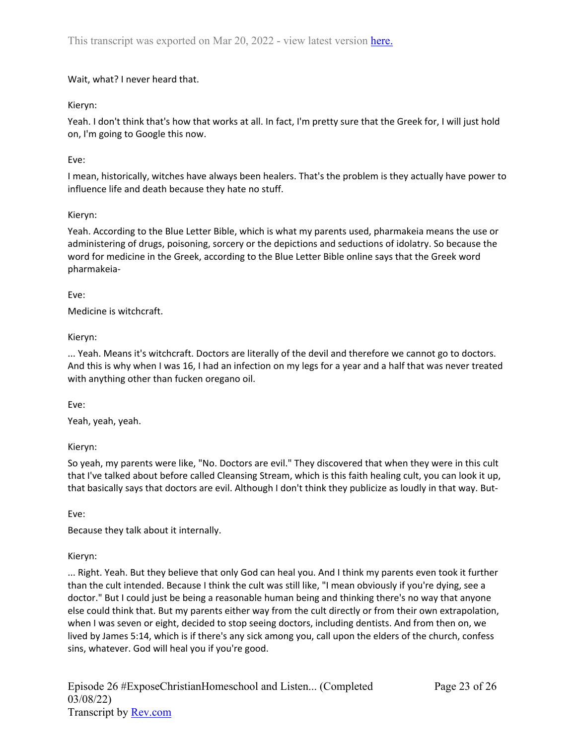Wait, what? I never heard that.

Kieryn:

Yeah. I don't think that's how that works at all. In fact, I'm pretty sure that the Greek for, I will just hold on, I'm going to Google this now.

Eve:

I mean, historically, witches have always been healers. That's the problem is they actually have power to influence life and death because they hate no stuff.

Kieryn:

Yeah. According to the Blue Letter Bible, which is what my parents used, pharmakeia means the use or administering of drugs, poisoning, sorcery or the depictions and seductions of idolatry. So because the word for medicine in the Greek, according to the Blue Letter Bible online says that the Greek word pharmakeia-

Eve:

Medicine is witchcraft.

Kieryn:

... Yeah. Means it's witchcraft. Doctors are literally of the devil and therefore we cannot go to doctors. And this is why when I was 16, I had an infection on my legs for a year and a half that was never treated with anything other than fucken oregano oil.

Eve:

Yeah, yeah, yeah.

Kieryn:

So yeah, my parents were like, "No. Doctors are evil." They discovered that when they were in this cult that I've talked about before called Cleansing Stream, which is this faith healing cult, you can look it up, that basically says that doctors are evil. Although I don't think they publicize as loudly in that way. But-

Eve:

Because they talk about it internally.

Kieryn:

... Right. Yeah. But they believe that only God can heal you. And I think my parents even took it further than the cult intended. Because I think the cult was still like, "I mean obviously if you're dying, see a doctor." But I could just be being a reasonable human being and thinking there's no way that anyone else could think that. But my parents either way from the cult directly or from their own extrapolation, when I was seven or eight, decided to stop seeing doctors, including dentists. And from then on, we lived by James 5:14, which is if there's any sick among you, call upon the elders of the church, confess sins, whatever. God will heal you if you're good.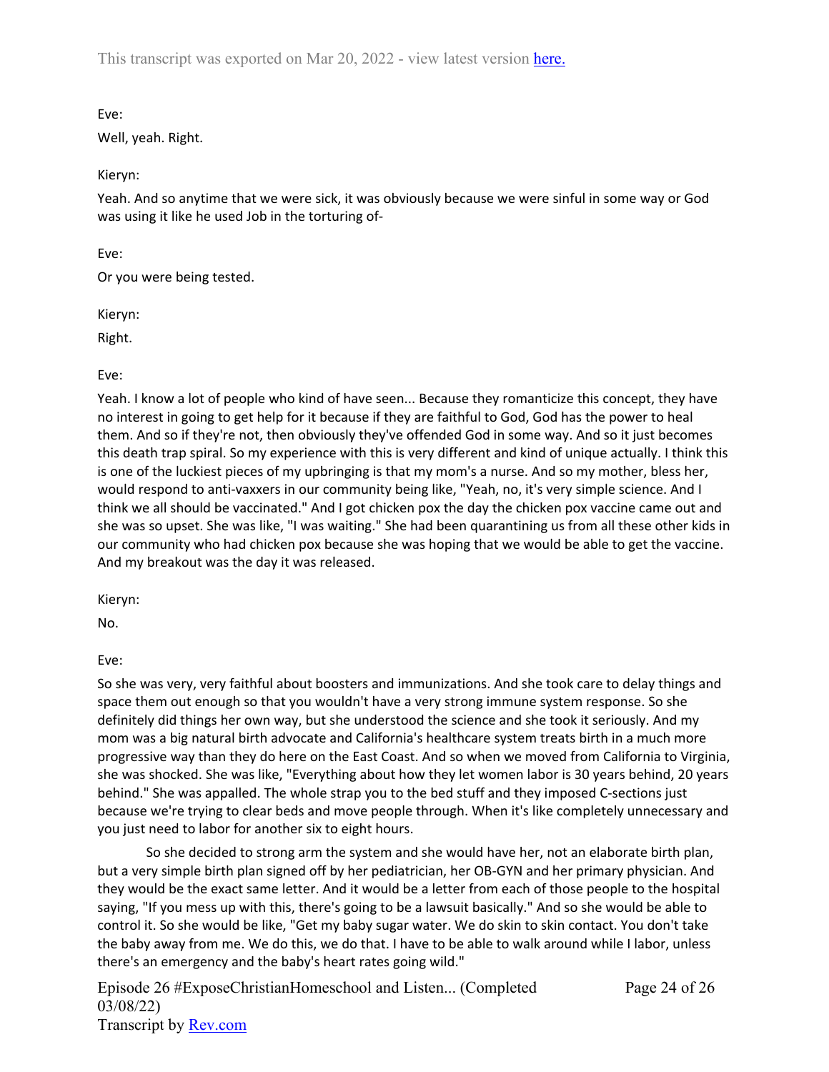Eve:

Well, yeah. Right.

Kieryn:

Yeah. And so anytime that we were sick, it was obviously because we were sinful in some way or God was using it like he used Job in the torturing of-

Eve:

Or you were being tested.

Kieryn:

Right.

Eve:

Yeah. I know a lot of people who kind of have seen... Because they romanticize this concept, they have no interest in going to get help for it because if they are faithful to God, God has the power to heal them. And so if they're not, then obviously they've offended God in some way. And so it just becomes this death trap spiral. So my experience with this is very different and kind of unique actually. I think this is one of the luckiest pieces of my upbringing is that my mom's a nurse. And so my mother, bless her, would respond to anti-vaxxers in our community being like, "Yeah, no, it's very simple science. And I think we all should be vaccinated." And I got chicken pox the day the chicken pox vaccine came out and she was so upset. She was like, "I was waiting." She had been quarantining us from all these other kids in our community who had chicken pox because she was hoping that we would be able to get the vaccine. And my breakout was the day it was released.

Kieryn:

No.

Eve:

So she was very, very faithful about boosters and immunizations. And she took care to delay things and space them out enough so that you wouldn't have a very strong immune system response. So she definitely did things her own way, but she understood the science and she took it seriously. And my mom was a big natural birth advocate and California's healthcare system treats birth in a much more progressive way than they do here on the East Coast. And so when we moved from California to Virginia, she was shocked. She was like, "Everything about how they let women labor is 30 years behind, 20 years behind." She was appalled. The whole strap you to the bed stuff and they imposed C-sections just because we're trying to clear beds and move people through. When it's like completely unnecessary and you just need to labor for another six to eight hours.

So she decided to strong arm the system and she would have her, not an elaborate birth plan, but a very simple birth plan signed off by her pediatrician, her OB-GYN and her primary physician. And they would be the exact same letter. And it would be a letter from each of those people to the hospital saying, "If you mess up with this, there's going to be a lawsuit basically." And so she would be able to control it. So she would be like, "Get my baby sugar water. We do skin to skin contact. You don't take the baby away from me. We do this, we do that. I have to be able to walk around while I labor, unless there's an emergency and the baby's heart rates going wild."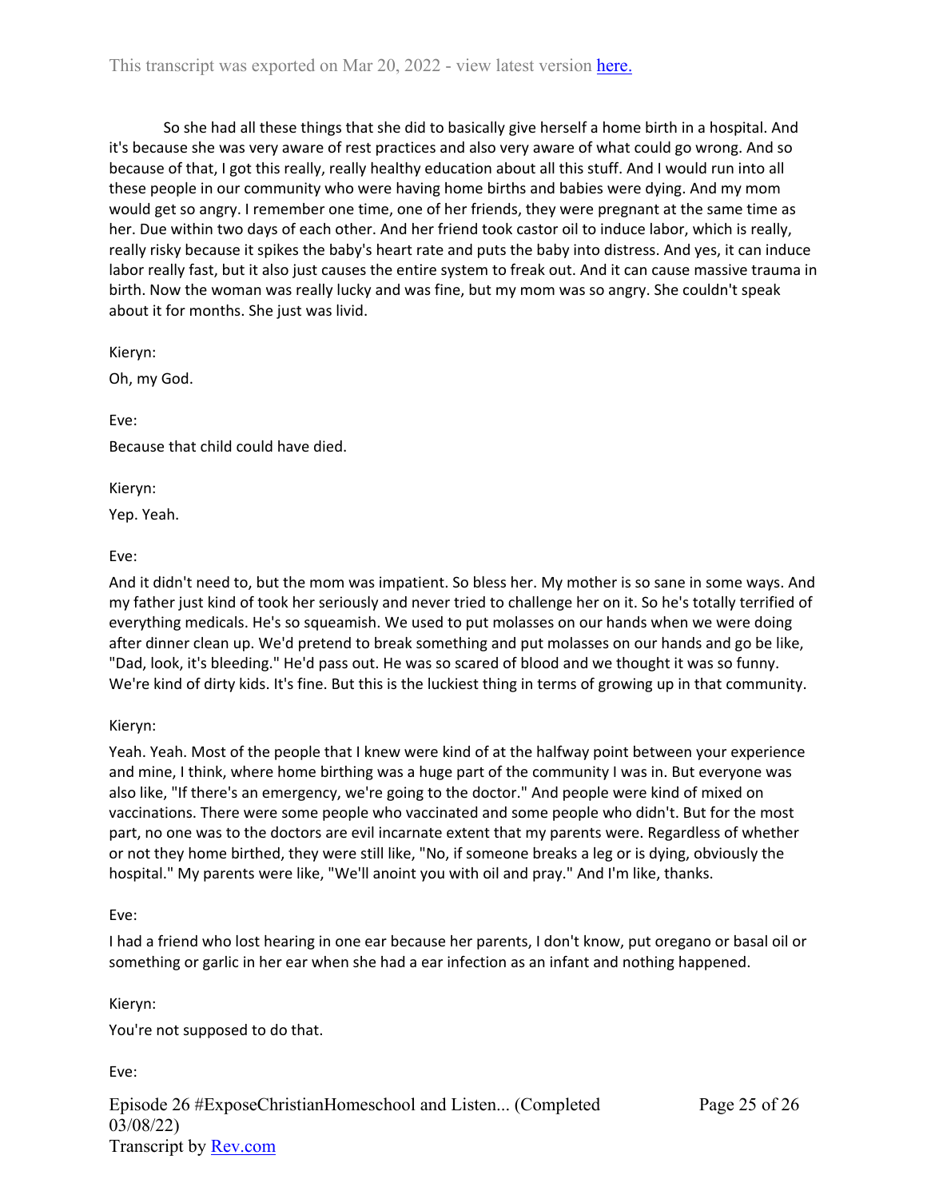So she had all these things that she did to basically give herself a home birth in a hospital. And it's because she was very aware of rest practices and also very aware of what could go wrong. And so because of that, I got this really, really healthy education about all this stuff. And I would run into all these people in our community who were having home births and babies were dying. And my mom would get so angry. I remember one time, one of her friends, they were pregnant at the same time as her. Due within two days of each other. And her friend took castor oil to induce labor, which is really, really risky because it spikes the baby's heart rate and puts the baby into distress. And yes, it can induce labor really fast, but it also just causes the entire system to freak out. And it can cause massive trauma in birth. Now the woman was really lucky and was fine, but my mom was so angry. She couldn't speak about it for months. She just was livid.

Kieryn:

Oh, my God.

Eve:

Because that child could have died.

Kieryn:

Yep. Yeah.

Eve:

And it didn't need to, but the mom was impatient. So bless her. My mother is so sane in some ways. And my father just kind of took her seriously and never tried to challenge her on it. So he's totally terrified of everything medicals. He's so squeamish. We used to put molasses on our hands when we were doing after dinner clean up. We'd pretend to break something and put molasses on our hands and go be like, "Dad, look, it's bleeding." He'd pass out. He was so scared of blood and we thought it was so funny. We're kind of dirty kids. It's fine. But this is the luckiest thing in terms of growing up in that community.

Kieryn:

Yeah. Yeah. Most of the people that I knew were kind of at the halfway point between your experience and mine, I think, where home birthing was a huge part of the community I was in. But everyone was also like, "If there's an emergency, we're going to the doctor." And people were kind of mixed on vaccinations. There were some people who vaccinated and some people who didn't. But for the most part, no one was to the doctors are evil incarnate extent that my parents were. Regardless of whether or not they home birthed, they were still like, "No, if someone breaks a leg or is dying, obviously the hospital." My parents were like, "We'll anoint you with oil and pray." And I'm like, thanks.

Eve:

I had a friend who lost hearing in one ear because her parents, I don't know, put oregano or basal oil or something or garlic in her ear when she had a ear infection as an infant and nothing happened.

Kieryn:

You're not supposed to do that.

Eve: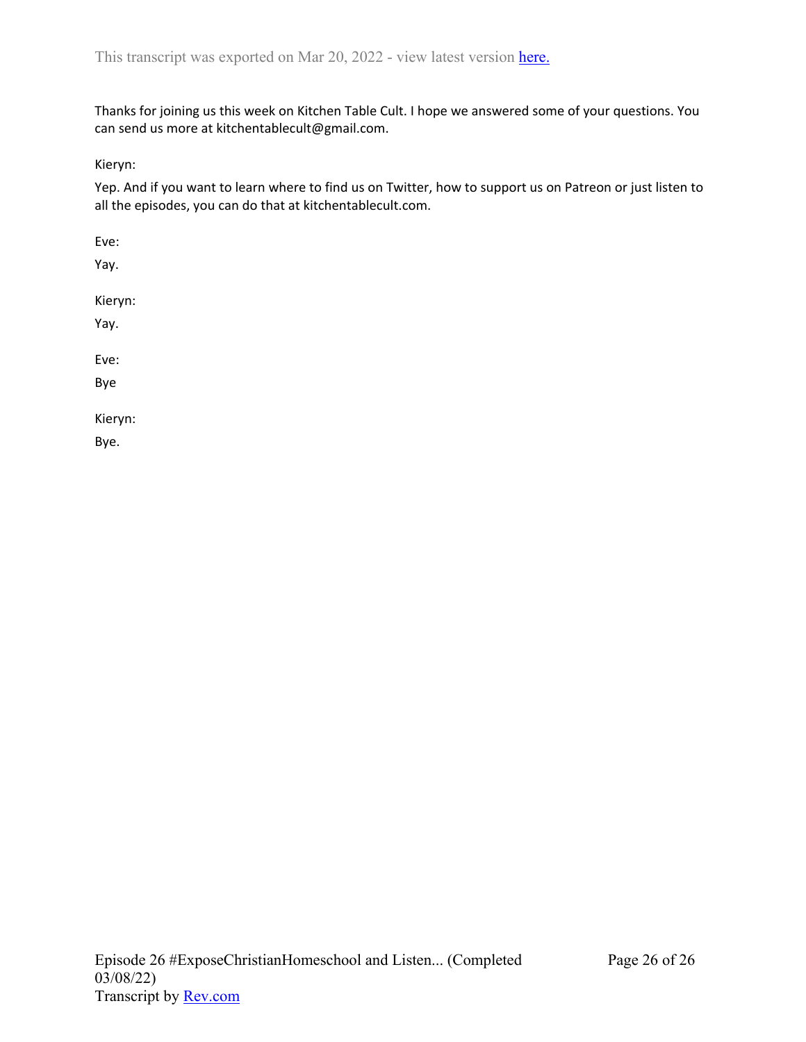Thanks for joining us this week on Kitchen Table Cult. I hope we answered some of your questions. You can send us more at kitchentablecult@gmail.com.

Kieryn:

Yep. And if you want to learn where to find us on Twitter, how to support us on Patreon or just listen to all the episodes, you can do that at kitchentablecult.com.

Eve:

Yay.

Kieryn:

Yay.

Eve:

Bye

Kieryn:

Bye.